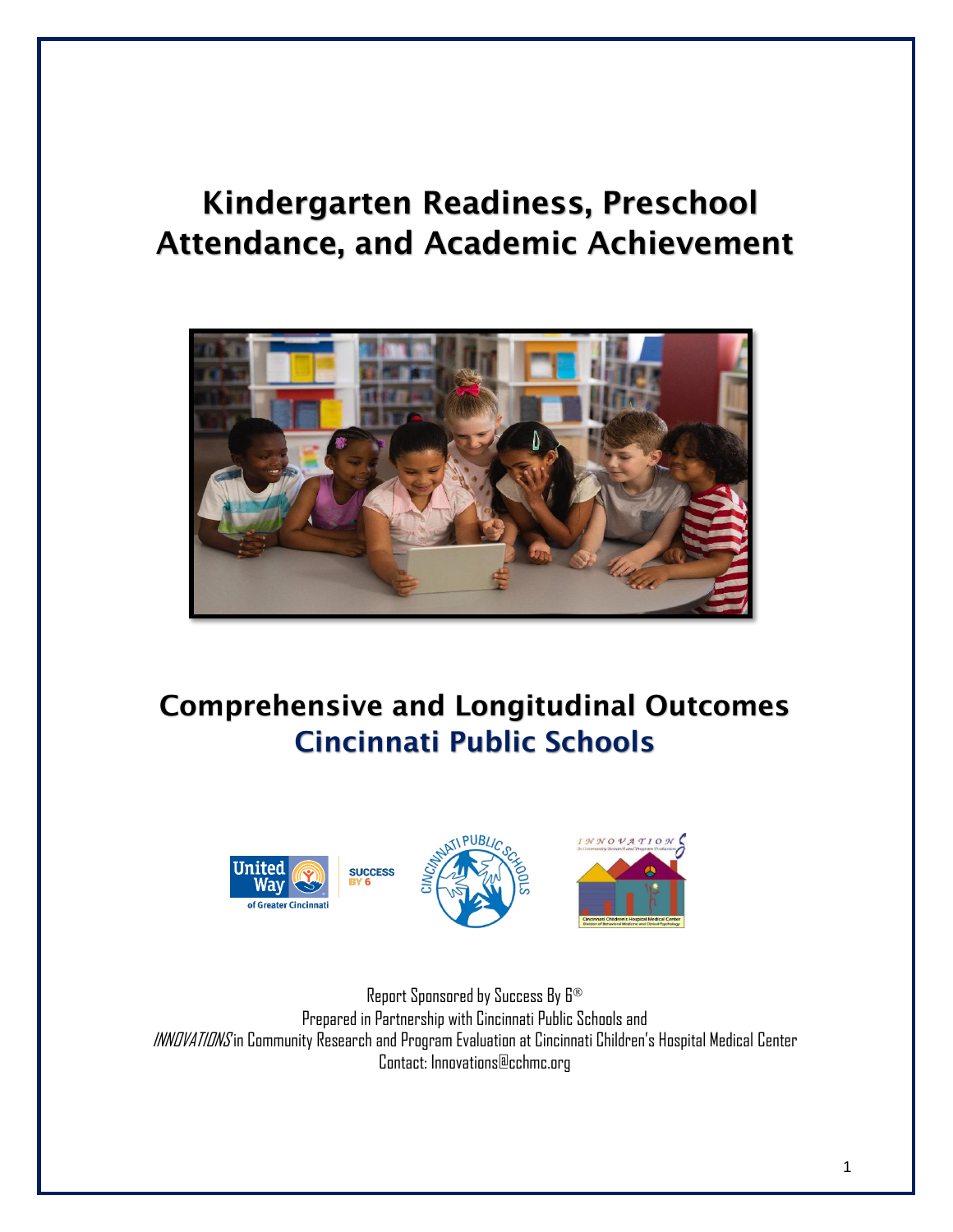# Kindergarten Readiness, Preschool Attendance, and Academic Achievement

## Comprehensive and Longitudinal Outcomes
## Cincinnati Public Schools

Report Sponsored by Success By 6®
Prepared in Partnership with Cincinnati Public Schools and
*INNOVATIONS* in Community Research and Program Evaluation at Cincinnati Children's Hospital Medical Center
Contact: Innovations@cchmc.org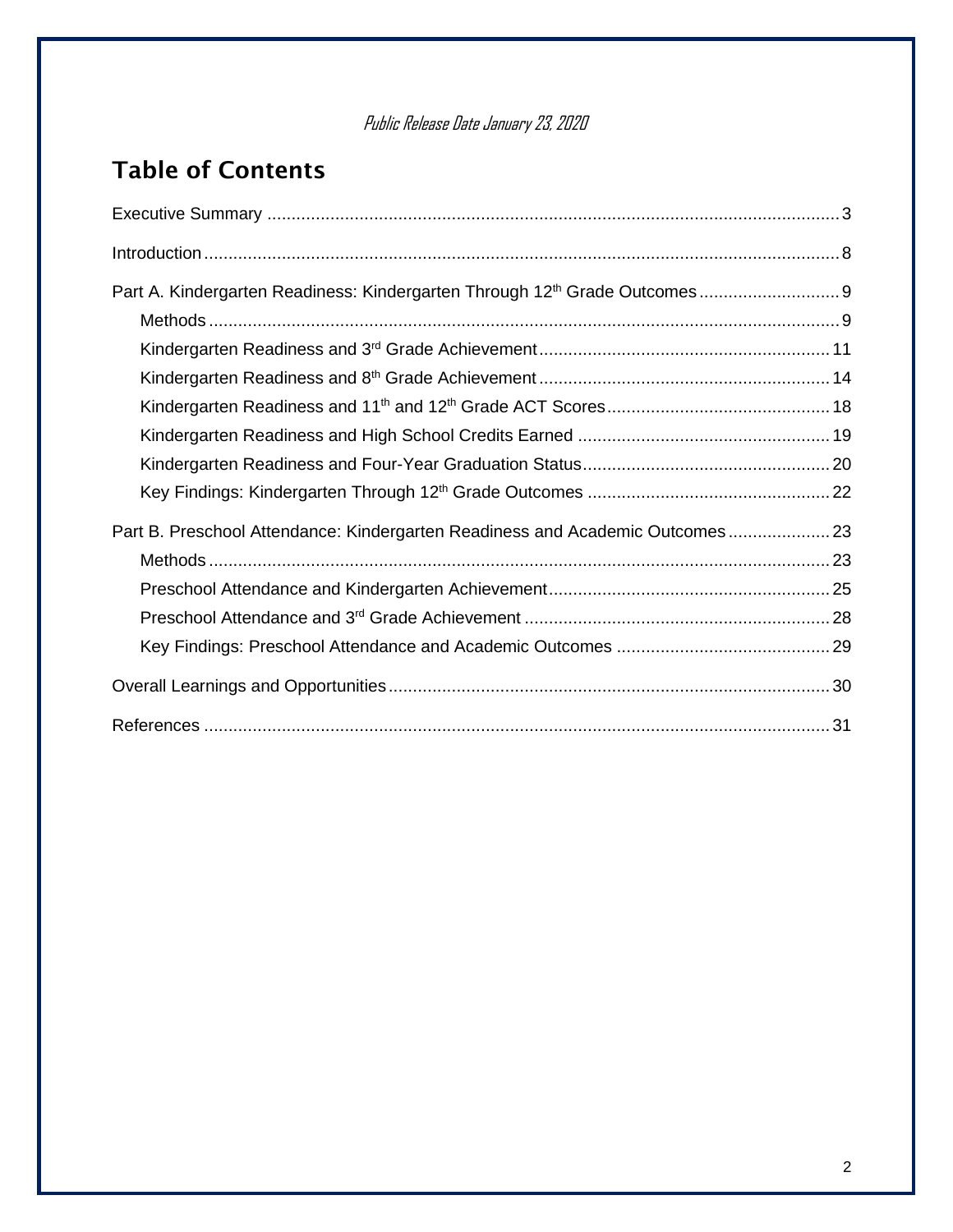*Public Release Date January 23, 2020*

# Table of Contents

Executive Summary ..... 3

Introduction ..... 8

Part A. Kindergarten Readiness: Kindergarten Through 12th Grade Outcomes ..... 9

- Methods ..... 9
- Kindergarten Readiness and 3rd Grade Achievement ..... 11
- Kindergarten Readiness and 8th Grade Achievement ..... 14
- Kindergarten Readiness and 11th and 12th Grade ACT Scores ..... 18
- Kindergarten Readiness and High School Credits Earned ..... 19
- Kindergarten Readiness and Four-Year Graduation Status ..... 20
- Key Findings: Kindergarten Through 12th Grade Outcomes ..... 22

Part B. Preschool Attendance: Kindergarten Readiness and Academic Outcomes ..... 23

- Methods ..... 23
- Preschool Attendance and Kindergarten Achievement ..... 25
- Preschool Attendance and 3rd Grade Achievement ..... 28
- Key Findings: Preschool Attendance and Academic Outcomes ..... 29

Overall Learnings and Opportunities ..... 30

References ..... 31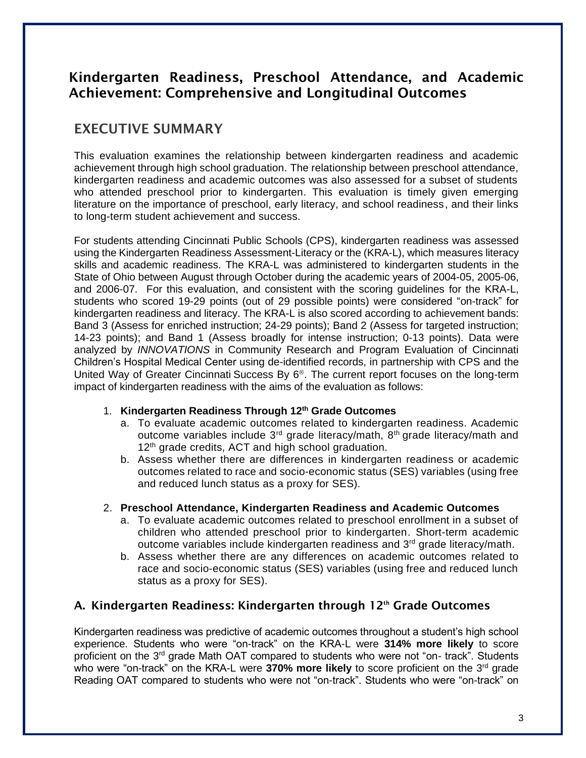# Kindergarten Readiness, Preschool Attendance, and Academic Achievement: Comprehensive and Longitudinal Outcomes

## EXECUTIVE SUMMARY

This evaluation examines the relationship between kindergarten readiness and academic achievement through high school graduation. The relationship between preschool attendance, kindergarten readiness and academic outcomes was also assessed for a subset of students who attended preschool prior to kindergarten. This evaluation is timely given emerging literature on the importance of preschool, early literacy, and school readiness, and their links to long-term student achievement and success.

For students attending Cincinnati Public Schools (CPS), kindergarten readiness was assessed using the Kindergarten Readiness Assessment-Literacy or the (KRA-L), which measures literacy skills and academic readiness. The KRA-L was administered to kindergarten students in the State of Ohio between August through October during the academic years of 2004-05, 2005-06, and 2006-07. For this evaluation, and consistent with the scoring guidelines for the KRA-L, students who scored 19-29 points (out of 29 possible points) were considered "on-track" for kindergarten readiness and literacy. The KRA-L is also scored according to achievement bands: Band 3 (Assess for enriched instruction; 24-29 points); Band 2 (Assess for targeted instruction; 14-23 points); and Band 1 (Assess broadly for intense instruction; 0-13 points). Data were analyzed by *INNOVATIONS* in Community Research and Program Evaluation of Cincinnati Children's Hospital Medical Center using de-identified records, in partnership with CPS and the United Way of Greater Cincinnati Success By 6®. The current report focuses on the long-term impact of kindergarten readiness with the aims of the evaluation as follows:

1. **Kindergarten Readiness Through 12th Grade Outcomes**
   a. To evaluate academic outcomes related to kindergarten readiness. Academic outcome variables include 3rd grade literacy/math, 8th grade literacy/math and 12th grade credits, ACT and high school graduation.
   b. Assess whether there are differences in kindergarten readiness or academic outcomes related to race and socio-economic status (SES) variables (using free and reduced lunch status as a proxy for SES).

2. **Preschool Attendance, Kindergarten Readiness and Academic Outcomes**
   a. To evaluate academic outcomes related to preschool enrollment in a subset of children who attended preschool prior to kindergarten. Short-term academic outcome variables include kindergarten readiness and 3rd grade literacy/math.
   b. Assess whether there are any differences on academic outcomes related to race and socio-economic status (SES) variables (using free and reduced lunch status as a proxy for SES).

### A. Kindergarten Readiness: Kindergarten through 12th Grade Outcomes

Kindergarten readiness was predictive of academic outcomes throughout a student's high school experience. Students who were "on-track" on the KRA-L were **314% more likely** to score proficient on the 3rd grade Math OAT compared to students who were not "on- track". Students who were "on-track" on the KRA-L were **370% more likely** to score proficient on the 3rd grade Reading OAT compared to students who were not "on-track". Students who were "on-track" on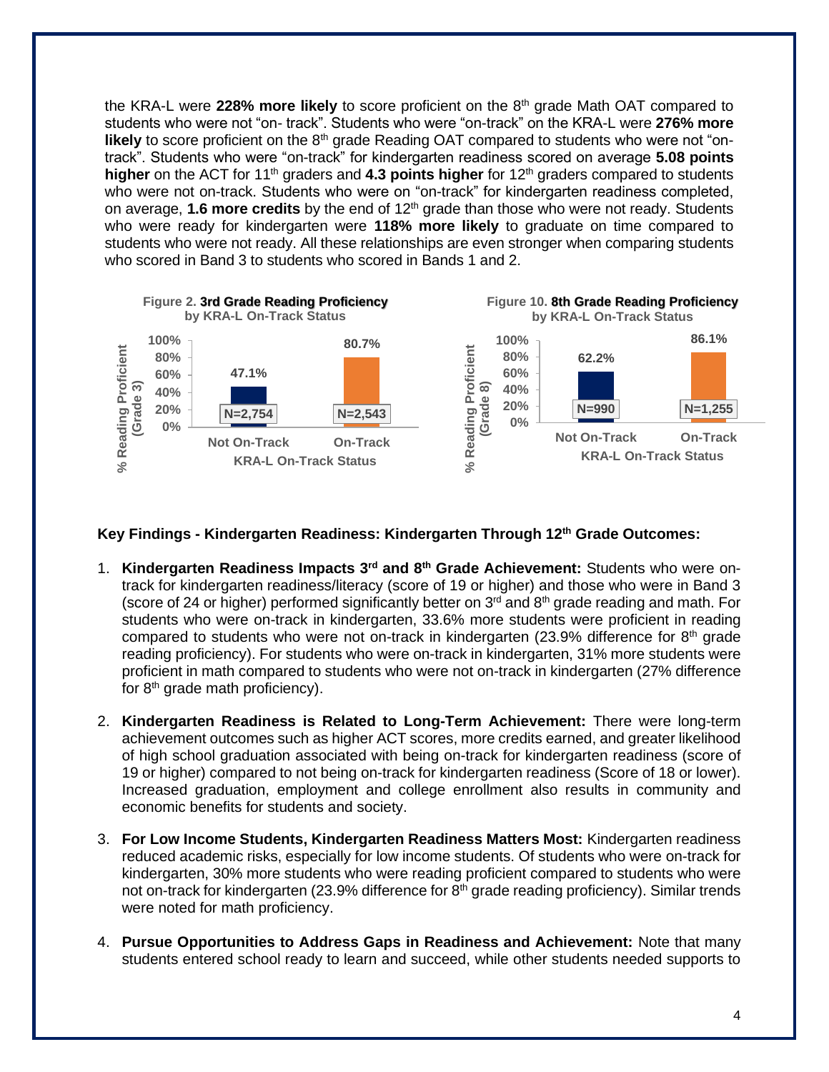the KRA-L were **228% more likely** to score proficient on the 8th grade Math OAT compared to students who were not "on- track". Students who were "on-track" on the KRA-L were **276% more likely** to score proficient on the 8th grade Reading OAT compared to students who were not "on-track". Students who were "on-track" for kindergarten readiness scored on average **5.08 points higher** on the ACT for 11th graders and **4.3 points higher** for 12th graders compared to students who were not on-track. Students who were on "on-track" for kindergarten readiness completed, on average, **1.6 more credits** by the end of 12th grade than those who were not ready. Students who were ready for kindergarten were **118% more likely** to graduate on time compared to students who were not ready. All these relationships are even stronger when comparing students who scored in Band 3 to students who scored in Bands 1 and 2.

Figure 2. **3rd Grade Reading Proficiency** by KRA-L On-Track Status

% Reading Proficient (Grade 3)
100%
80%
60%
40%
20%
0%
47.1%
N=2,754
80.7%
N=2,543
Not On-Track
On-Track
KRA-L On-Track Status

Figure 10. **8th Grade Reading Proficiency** by KRA-L On-Track Status

% Reading Proficient (Grade 8)
100%
80%
60%
40%
20%
0%
62.2%
N=990
86.1%
N=1,255
Not On-Track
On-Track
KRA-L On-Track Status

**Key Findings - Kindergarten Readiness: Kindergarten Through 12th Grade Outcomes:**

1. **Kindergarten Readiness Impacts 3rd and 8th Grade Achievement:** Students who were on-track for kindergarten readiness/literacy (score of 19 or higher) and those who were in Band 3 (score of 24 or higher) performed significantly better on 3rd and 8th grade reading and math. For students who were on-track in kindergarten, 33.6% more students were proficient in reading compared to students who were not on-track in kindergarten (23.9% difference for 8th grade reading proficiency). For students who were on-track in kindergarten, 31% more students were proficient in math compared to students who were not on-track in kindergarten (27% difference for 8th grade math proficiency).

2. **Kindergarten Readiness is Related to Long-Term Achievement:** There were long-term achievement outcomes such as higher ACT scores, more credits earned, and greater likelihood of high school graduation associated with being on-track for kindergarten readiness (score of 19 or higher) compared to not being on-track for kindergarten readiness (Score of 18 or lower). Increased graduation, employment and college enrollment also results in community and economic benefits for students and society.

3. **For Low Income Students, Kindergarten Readiness Matters Most:** Kindergarten readiness reduced academic risks, especially for low income students. Of students who were on-track for kindergarten, 30% more students who were reading proficient compared to students who were not on-track for kindergarten (23.9% difference for 8th grade reading proficiency). Similar trends were noted for math proficiency.

4. **Pursue Opportunities to Address Gaps in Readiness and Achievement:** Note that many students entered school ready to learn and succeed, while other students needed supports to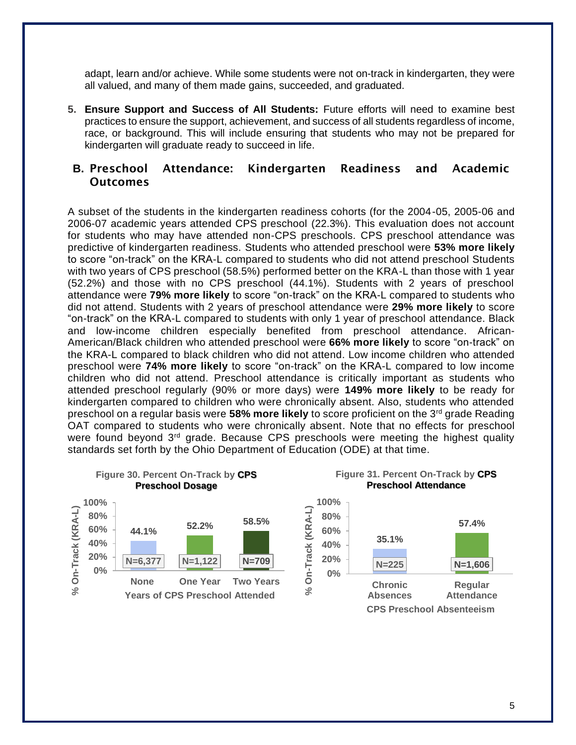adapt, learn and/or achieve. While some students were not on-track in kindergarten, they were all valued, and many of them made gains, succeeded, and graduated.

5. **Ensure Support and Success of All Students:** Future efforts will need to examine best practices to ensure the support, achievement, and success of all students regardless of income, race, or background. This will include ensuring that students who may not be prepared for kindergarten will graduate ready to succeed in life.

## B. Preschool Attendance: Kindergarten Readiness and Academic Outcomes

A subset of the students in the kindergarten readiness cohorts (for the 2004-05, 2005-06 and 2006-07 academic years attended CPS preschool (22.3%). This evaluation does not account for students who may have attended non-CPS preschools. CPS preschool attendance was predictive of kindergarten readiness. Students who attended preschool were **53% more likely** to score "on-track" on the KRA-L compared to students who did not attend preschool Students with two years of CPS preschool (58.5%) performed better on the KRA-L than those with 1 year (52.2%) and those with no CPS preschool (44.1%). Students with 2 years of preschool attendance were **79% more likely** to score "on-track" on the KRA-L compared to students who did not attend. Students with 2 years of preschool attendance were **29% more likely** to score "on-track" on the KRA-L compared to students with only 1 year of preschool attendance. Black and low-income children especially benefited from preschool attendance. African-American/Black children who attended preschool were **66% more likely** to score "on-track" on the KRA-L compared to black children who did not attend. Low income children who attended preschool were **74% more likely** to score "on-track" on the KRA-L compared to low income children who did not attend. Preschool attendance is critically important as students who attended preschool regularly (90% or more days) were **149% more likely** to be ready for kindergarten compared to children who were chronically absent. Also, students who attended preschool on a regular basis were **58% more likely** to score proficient on the 3rd grade Reading OAT compared to students who were chronically absent. Note that no effects for preschool were found beyond 3rd grade. Because CPS preschools were meeting the highest quality standards set forth by the Ohio Department of Education (ODE) at that time.

**Figure 30. Percent On-Track by CPS Preschool Dosage**

% On-Track (KRA-L)
100%
80%
60%
40%
20%
0%

44.1%
N=6,377
None

52.2%
N=1,122
One Year

58.5%
N=709
Two Years

Years of CPS Preschool Attended

**Figure 31. Percent On-Track by CPS Preschool Attendance**

% On-Track (KRA-L)
100%
80%
60%
40%
20%
0%

35.1%
N=225
Chronic Absences

57.4%
N=1,606
Regular Attendance

CPS Preschool Absenteeism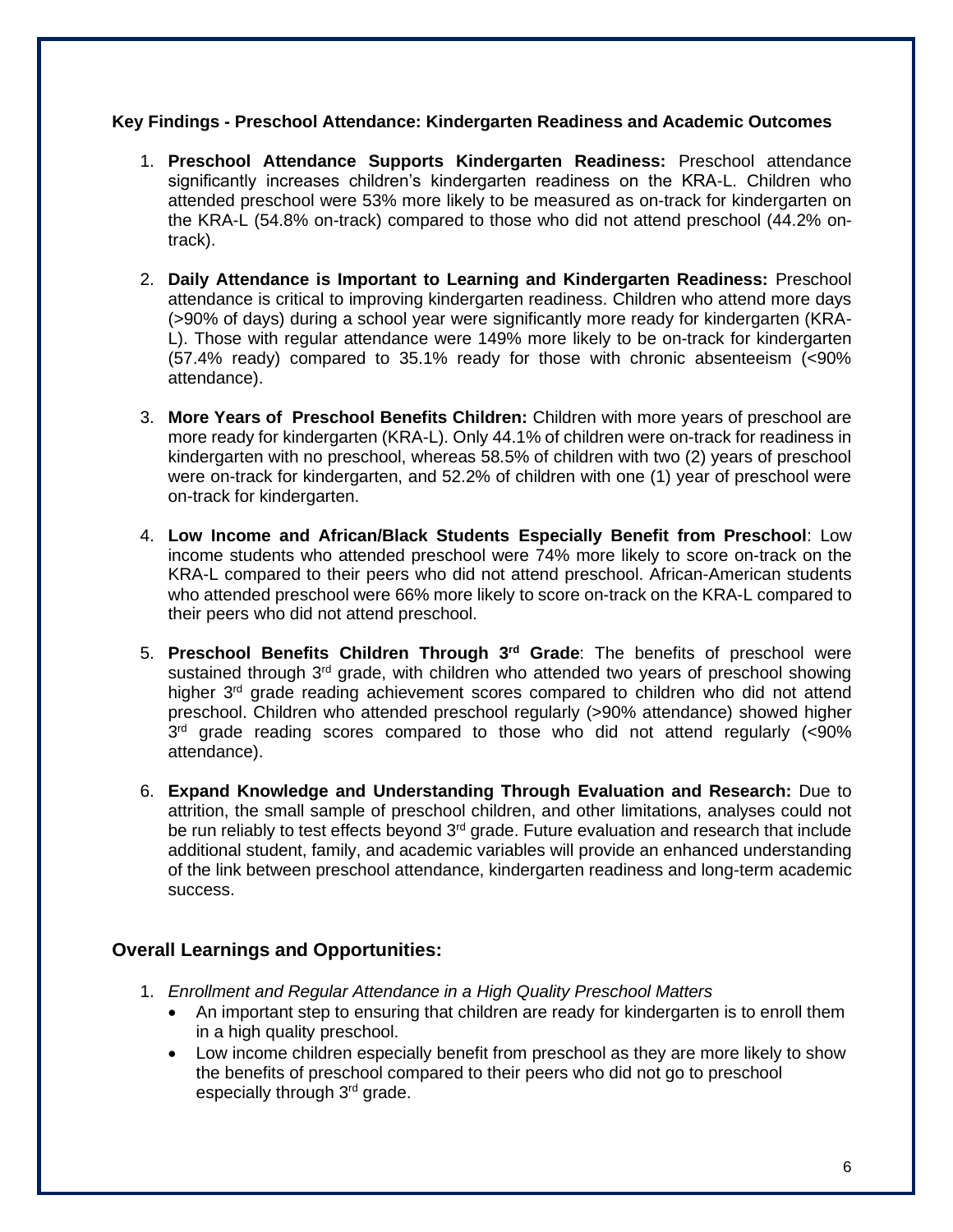**Key Findings - Preschool Attendance: Kindergarten Readiness and Academic Outcomes**

1. **Preschool Attendance Supports Kindergarten Readiness:** Preschool attendance significantly increases children's kindergarten readiness on the KRA-L. Children who attended preschool were 53% more likely to be measured as on-track for kindergarten on the KRA-L (54.8% on-track) compared to those who did not attend preschool (44.2% on-track).

2. **Daily Attendance is Important to Learning and Kindergarten Readiness:** Preschool attendance is critical to improving kindergarten readiness. Children who attend more days (>90% of days) during a school year were significantly more ready for kindergarten (KRA-L). Those with regular attendance were 149% more likely to be on-track for kindergarten (57.4% ready) compared to 35.1% ready for those with chronic absenteeism (<90% attendance).

3. **More Years of Preschool Benefits Children:** Children with more years of preschool are more ready for kindergarten (KRA-L). Only 44.1% of children were on-track for readiness in kindergarten with no preschool, whereas 58.5% of children with two (2) years of preschool were on-track for kindergarten, and 52.2% of children with one (1) year of preschool were on-track for kindergarten.

4. **Low Income and African/Black Students Especially Benefit from Preschool**: Low income students who attended preschool were 74% more likely to score on-track on the KRA-L compared to their peers who did not attend preschool. African-American students who attended preschool were 66% more likely to score on-track on the KRA-L compared to their peers who did not attend preschool.

5. **Preschool Benefits Children Through 3rd Grade**: The benefits of preschool were sustained through 3rd grade, with children who attended two years of preschool showing higher 3rd grade reading achievement scores compared to children who did not attend preschool. Children who attended preschool regularly (>90% attendance) showed higher 3rd grade reading scores compared to those who did not attend regularly (<90% attendance).

6. **Expand Knowledge and Understanding Through Evaluation and Research:** Due to attrition, the small sample of preschool children, and other limitations, analyses could not be run reliably to test effects beyond 3rd grade. Future evaluation and research that include additional student, family, and academic variables will provide an enhanced understanding of the link between preschool attendance, kindergarten readiness and long-term academic success.

## Overall Learnings and Opportunities:

1. *Enrollment and Regular Attendance in a High Quality Preschool Matters*
   - An important step to ensuring that children are ready for kindergarten is to enroll them in a high quality preschool.
   - Low income children especially benefit from preschool as they are more likely to show the benefits of preschool compared to their peers who did not go to preschool especially through 3rd grade.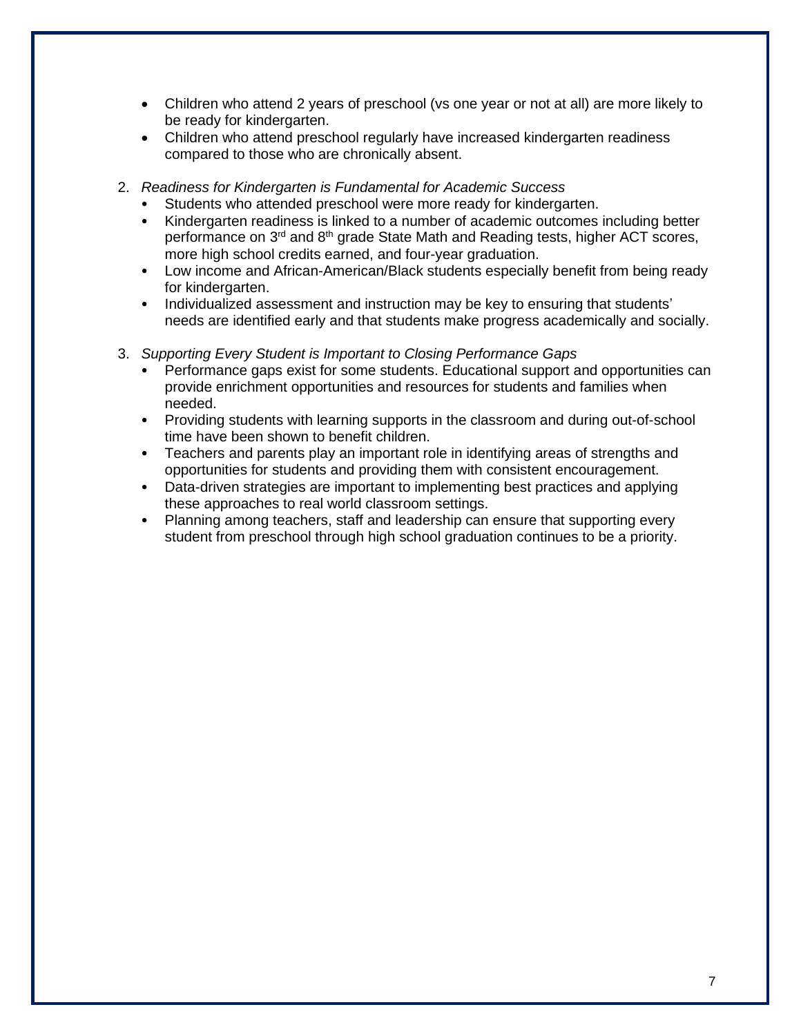- Children who attend 2 years of preschool (vs one year or not at all) are more likely to be ready for kindergarten.
- Children who attend preschool regularly have increased kindergarten readiness compared to those who are chronically absent.

2. *Readiness for Kindergarten is Fundamental for Academic Success*
   - Students who attended preschool were more ready for kindergarten.
   - Kindergarten readiness is linked to a number of academic outcomes including better performance on 3rd and 8th grade State Math and Reading tests, higher ACT scores, more high school credits earned, and four-year graduation.
   - Low income and African-American/Black students especially benefit from being ready for kindergarten.
   - Individualized assessment and instruction may be key to ensuring that students' needs are identified early and that students make progress academically and socially.

3. *Supporting Every Student is Important to Closing Performance Gaps*
   - Performance gaps exist for some students. Educational support and opportunities can provide enrichment opportunities and resources for students and families when needed.
   - Providing students with learning supports in the classroom and during out-of-school time have been shown to benefit children.
   - Teachers and parents play an important role in identifying areas of strengths and opportunities for students and providing them with consistent encouragement.
   - Data-driven strategies are important to implementing best practices and applying these approaches to real world classroom settings.
   - Planning among teachers, staff and leadership can ensure that supporting every student from preschool through high school graduation continues to be a priority.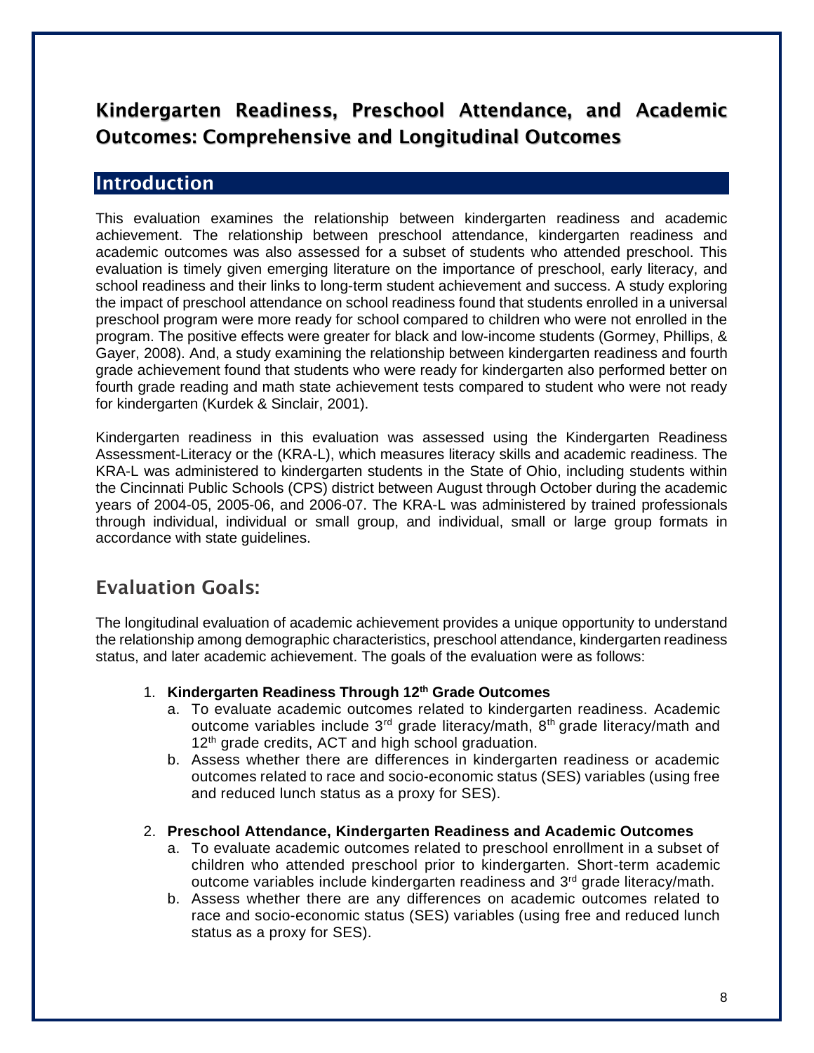# Kindergarten Readiness, Preschool Attendance, and Academic Outcomes: Comprehensive and Longitudinal Outcomes

## Introduction

This evaluation examines the relationship between kindergarten readiness and academic achievement. The relationship between preschool attendance, kindergarten readiness and academic outcomes was also assessed for a subset of students who attended preschool. This evaluation is timely given emerging literature on the importance of preschool, early literacy, and school readiness and their links to long-term student achievement and success. A study exploring the impact of preschool attendance on school readiness found that students enrolled in a universal preschool program were more ready for school compared to children who were not enrolled in the program. The positive effects were greater for black and low-income students (Gormey, Phillips, & Gayer, 2008). And, a study examining the relationship between kindergarten readiness and fourth grade achievement found that students who were ready for kindergarten also performed better on fourth grade reading and math state achievement tests compared to student who were not ready for kindergarten (Kurdek & Sinclair, 2001).

Kindergarten readiness in this evaluation was assessed using the Kindergarten Readiness Assessment-Literacy or the (KRA-L), which measures literacy skills and academic readiness. The KRA-L was administered to kindergarten students in the State of Ohio, including students within the Cincinnati Public Schools (CPS) district between August through October during the academic years of 2004-05, 2005-06, and 2006-07. The KRA-L was administered by trained professionals through individual, individual or small group, and individual, small or large group formats in accordance with state guidelines.

## Evaluation Goals:

The longitudinal evaluation of academic achievement provides a unique opportunity to understand the relationship among demographic characteristics, preschool attendance, kindergarten readiness status, and later academic achievement. The goals of the evaluation were as follows:

1. **Kindergarten Readiness Through 12th Grade Outcomes**
   a. To evaluate academic outcomes related to kindergarten readiness. Academic outcome variables include 3rd grade literacy/math, 8th grade literacy/math and 12th grade credits, ACT and high school graduation.
   b. Assess whether there are differences in kindergarten readiness or academic outcomes related to race and socio-economic status (SES) variables (using free and reduced lunch status as a proxy for SES).

2. **Preschool Attendance, Kindergarten Readiness and Academic Outcomes**
   a. To evaluate academic outcomes related to preschool enrollment in a subset of children who attended preschool prior to kindergarten. Short-term academic outcome variables include kindergarten readiness and 3rd grade literacy/math.
   b. Assess whether there are any differences on academic outcomes related to race and socio-economic status (SES) variables (using free and reduced lunch status as a proxy for SES).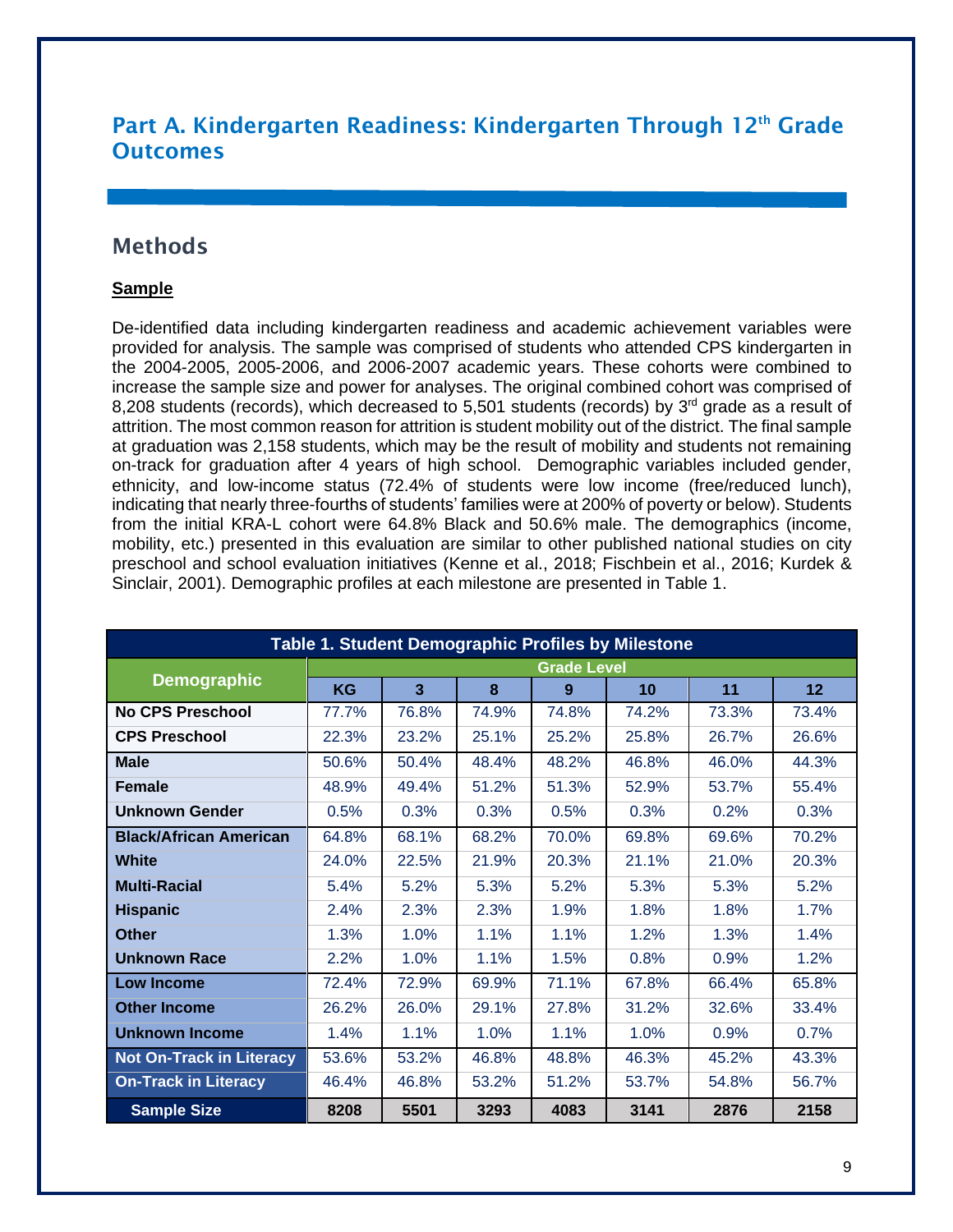## Part A. Kindergarten Readiness: Kindergarten Through 12th Grade Outcomes

### Methods

**Sample**

De-identified data including kindergarten readiness and academic achievement variables were provided for analysis. The sample was comprised of students who attended CPS kindergarten in the 2004-2005, 2005-2006, and 2006-2007 academic years. These cohorts were combined to increase the sample size and power for analyses. The original combined cohort was comprised of 8,208 students (records), which decreased to 5,501 students (records) by 3rd grade as a result of attrition. The most common reason for attrition is student mobility out of the district. The final sample at graduation was 2,158 students, which may be the result of mobility and students not remaining on-track for graduation after 4 years of high school. Demographic variables included gender, ethnicity, and low-income status (72.4% of students were low income (free/reduced lunch), indicating that nearly three-fourths of students' families were at 200% of poverty or below). Students from the initial KRA-L cohort were 64.8% Black and 50.6% male. The demographics (income, mobility, etc.) presented in this evaluation are similar to other published national studies on city preschool and school evaluation initiatives (Kenne et al., 2018; Fischbein et al., 2016; Kurdek & Sinclair, 2001). Demographic profiles at each milestone are presented in Table 1.

**Table 1. Student Demographic Profiles by Milestone**

| Demographic | Grade Level | | | | | | |
|---|---|---|---|---|---|---|---|
| | KG | 3 | 8 | 9 | 10 | 11 | 12 |
| No CPS Preschool | 77.7% | 76.8% | 74.9% | 74.8% | 74.2% | 73.3% | 73.4% |
| CPS Preschool | 22.3% | 23.2% | 25.1% | 25.2% | 25.8% | 26.7% | 26.6% |
| Male | 50.6% | 50.4% | 48.4% | 48.2% | 46.8% | 46.0% | 44.3% |
| Female | 48.9% | 49.4% | 51.2% | 51.3% | 52.9% | 53.7% | 55.4% |
| Unknown Gender | 0.5% | 0.3% | 0.3% | 0.5% | 0.3% | 0.2% | 0.3% |
| Black/African American | 64.8% | 68.1% | 68.2% | 70.0% | 69.8% | 69.6% | 70.2% |
| White | 24.0% | 22.5% | 21.9% | 20.3% | 21.1% | 21.0% | 20.3% |
| Multi-Racial | 5.4% | 5.2% | 5.3% | 5.2% | 5.3% | 5.3% | 5.2% |
| Hispanic | 2.4% | 2.3% | 2.3% | 1.9% | 1.8% | 1.8% | 1.7% |
| Other | 1.3% | 1.0% | 1.1% | 1.1% | 1.2% | 1.3% | 1.4% |
| Unknown Race | 2.2% | 1.0% | 1.1% | 1.5% | 0.8% | 0.9% | 1.2% |
| Low Income | 72.4% | 72.9% | 69.9% | 71.1% | 67.8% | 66.4% | 65.8% |
| Other Income | 26.2% | 26.0% | 29.1% | 27.8% | 31.2% | 32.6% | 33.4% |
| Unknown Income | 1.4% | 1.1% | 1.0% | 1.1% | 1.0% | 0.9% | 0.7% |
| Not On-Track in Literacy | 53.6% | 53.2% | 46.8% | 48.8% | 46.3% | 45.2% | 43.3% |
| On-Track in Literacy | 46.4% | 46.8% | 53.2% | 51.2% | 53.7% | 54.8% | 56.7% |
| **Sample Size** | **8208** | **5501** | **3293** | **4083** | **3141** | **2876** | **2158** |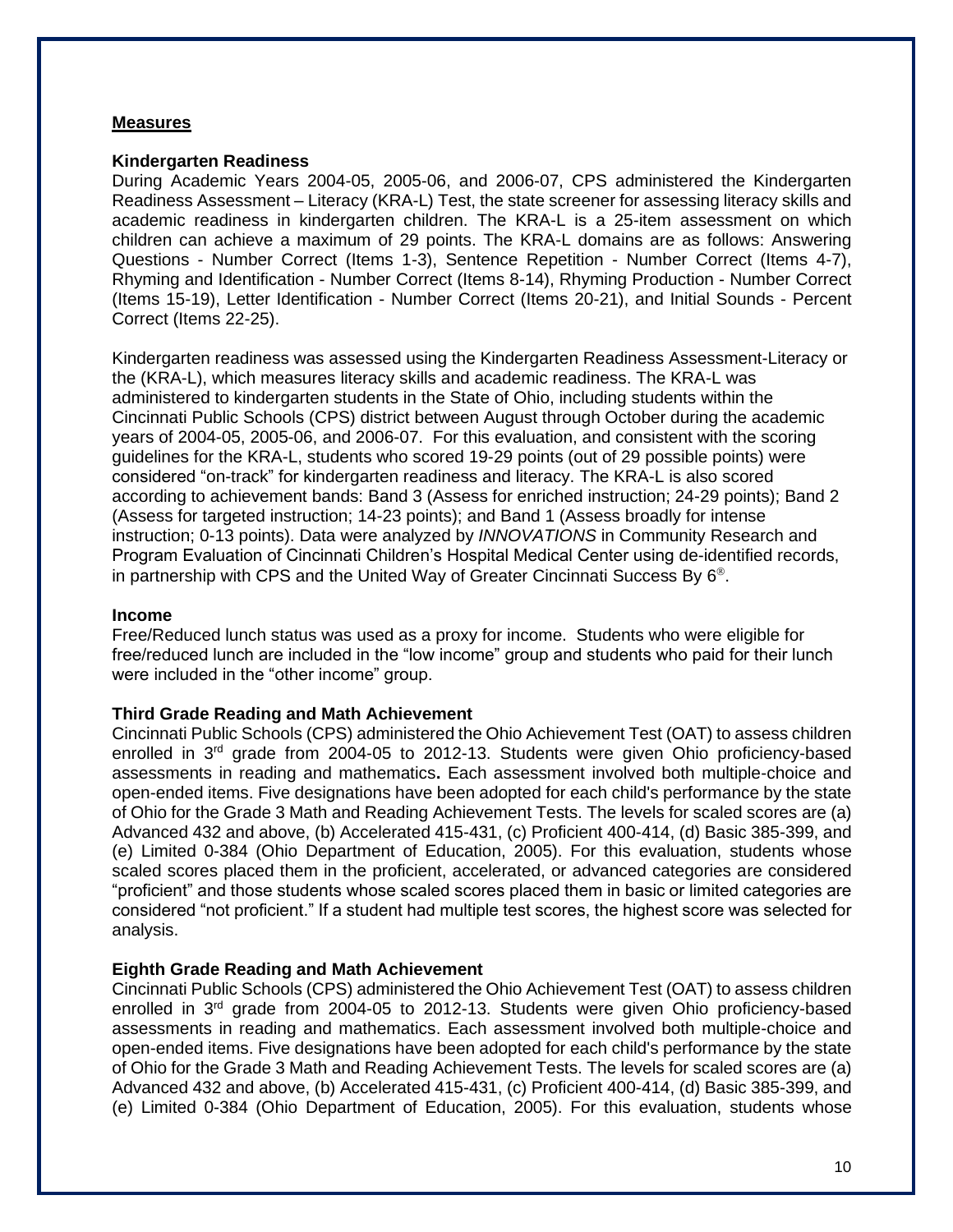## Measures

### Kindergarten Readiness

During Academic Years 2004-05, 2005-06, and 2006-07, CPS administered the Kindergarten Readiness Assessment – Literacy (KRA-L) Test, the state screener for assessing literacy skills and academic readiness in kindergarten children. The KRA-L is a 25-item assessment on which children can achieve a maximum of 29 points. The KRA-L domains are as follows: Answering Questions - Number Correct (Items 1-3), Sentence Repetition - Number Correct (Items 4-7), Rhyming and Identification - Number Correct (Items 8-14), Rhyming Production - Number Correct (Items 15-19), Letter Identification - Number Correct (Items 20-21), and Initial Sounds - Percent Correct (Items 22-25).

Kindergarten readiness was assessed using the Kindergarten Readiness Assessment-Literacy or the (KRA-L), which measures literacy skills and academic readiness. The KRA-L was administered to kindergarten students in the State of Ohio, including students within the Cincinnati Public Schools (CPS) district between August through October during the academic years of 2004-05, 2005-06, and 2006-07. For this evaluation, and consistent with the scoring guidelines for the KRA-L, students who scored 19-29 points (out of 29 possible points) were considered "on-track" for kindergarten readiness and literacy. The KRA-L is also scored according to achievement bands: Band 3 (Assess for enriched instruction; 24-29 points); Band 2 (Assess for targeted instruction; 14-23 points); and Band 1 (Assess broadly for intense instruction; 0-13 points). Data were analyzed by *INNOVATIONS* in Community Research and Program Evaluation of Cincinnati Children's Hospital Medical Center using de-identified records, in partnership with CPS and the United Way of Greater Cincinnati Success By 6®.

### Income

Free/Reduced lunch status was used as a proxy for income. Students who were eligible for free/reduced lunch are included in the "low income" group and students who paid for their lunch were included in the "other income" group.

### Third Grade Reading and Math Achievement

Cincinnati Public Schools (CPS) administered the Ohio Achievement Test (OAT) to assess children enrolled in 3rd grade from 2004-05 to 2012-13. Students were given Ohio proficiency-based assessments in reading and mathematics**.** Each assessment involved both multiple-choice and open-ended items. Five designations have been adopted for each child's performance by the state of Ohio for the Grade 3 Math and Reading Achievement Tests. The levels for scaled scores are (a) Advanced 432 and above, (b) Accelerated 415-431, (c) Proficient 400-414, (d) Basic 385-399, and (e) Limited 0-384 (Ohio Department of Education, 2005). For this evaluation, students whose scaled scores placed them in the proficient, accelerated, or advanced categories are considered "proficient" and those students whose scaled scores placed them in basic or limited categories are considered "not proficient." If a student had multiple test scores, the highest score was selected for analysis.

### Eighth Grade Reading and Math Achievement

Cincinnati Public Schools (CPS) administered the Ohio Achievement Test (OAT) to assess children enrolled in 3rd grade from 2004-05 to 2012-13. Students were given Ohio proficiency-based assessments in reading and mathematics. Each assessment involved both multiple-choice and open-ended items. Five designations have been adopted for each child's performance by the state of Ohio for the Grade 3 Math and Reading Achievement Tests. The levels for scaled scores are (a) Advanced 432 and above, (b) Accelerated 415-431, (c) Proficient 400-414, (d) Basic 385-399, and (e) Limited 0-384 (Ohio Department of Education, 2005). For this evaluation, students whose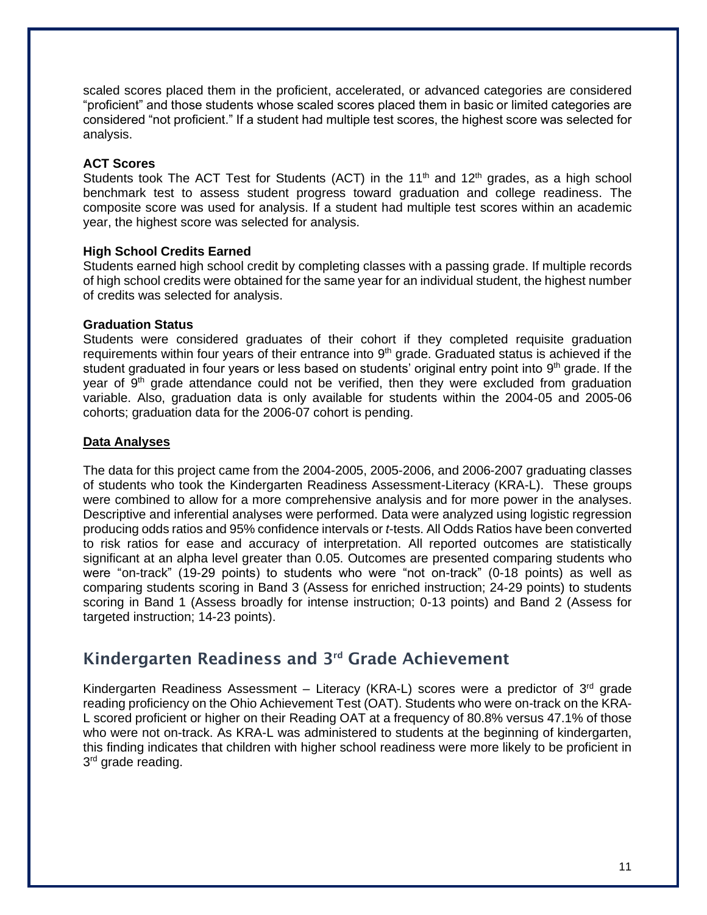scaled scores placed them in the proficient, accelerated, or advanced categories are considered "proficient" and those students whose scaled scores placed them in basic or limited categories are considered "not proficient." If a student had multiple test scores, the highest score was selected for analysis.

**ACT Scores**

Students took The ACT Test for Students (ACT) in the 11th and 12th grades, as a high school benchmark test to assess student progress toward graduation and college readiness. The composite score was used for analysis. If a student had multiple test scores within an academic year, the highest score was selected for analysis.

**High School Credits Earned**

Students earned high school credit by completing classes with a passing grade. If multiple records of high school credits were obtained for the same year for an individual student, the highest number of credits was selected for analysis.

**Graduation Status**

Students were considered graduates of their cohort if they completed requisite graduation requirements within four years of their entrance into 9th grade. Graduated status is achieved if the student graduated in four years or less based on students' original entry point into 9th grade. If the year of 9th grade attendance could not be verified, then they were excluded from graduation variable. Also, graduation data is only available for students within the 2004-05 and 2005-06 cohorts; graduation data for the 2006-07 cohort is pending.

**Data Analyses**

The data for this project came from the 2004-2005, 2005-2006, and 2006-2007 graduating classes of students who took the Kindergarten Readiness Assessment-Literacy (KRA-L). These groups were combined to allow for a more comprehensive analysis and for more power in the analyses. Descriptive and inferential analyses were performed. Data were analyzed using logistic regression producing odds ratios and 95% confidence intervals or *t*-tests. All Odds Ratios have been converted to risk ratios for ease and accuracy of interpretation. All reported outcomes are statistically significant at an alpha level greater than 0.05. Outcomes are presented comparing students who were "on-track" (19-29 points) to students who were "not on-track" (0-18 points) as well as comparing students scoring in Band 3 (Assess for enriched instruction; 24-29 points) to students scoring in Band 1 (Assess broadly for intense instruction; 0-13 points) and Band 2 (Assess for targeted instruction; 14-23 points).

## Kindergarten Readiness and 3rd Grade Achievement

Kindergarten Readiness Assessment – Literacy (KRA-L) scores were a predictor of 3rd grade reading proficiency on the Ohio Achievement Test (OAT). Students who were on-track on the KRA-L scored proficient or higher on their Reading OAT at a frequency of 80.8% versus 47.1% of those who were not on-track. As KRA-L was administered to students at the beginning of kindergarten, this finding indicates that children with higher school readiness were more likely to be proficient in 3rd grade reading.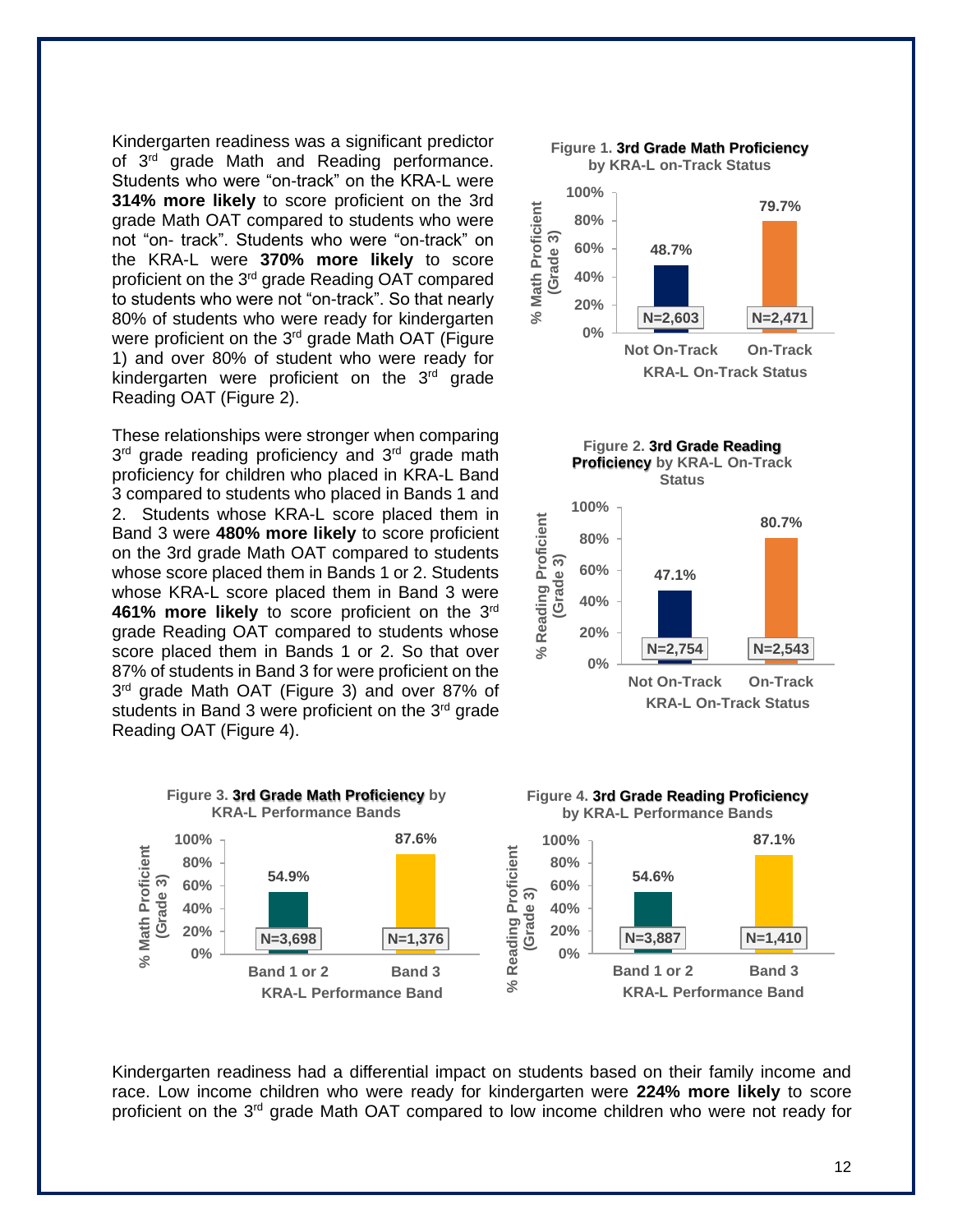Kindergarten readiness was a significant predictor of 3rd grade Math and Reading performance. Students who were "on-track" on the KRA-L were **314% more likely** to score proficient on the 3rd grade Math OAT compared to students who were not "on- track". Students who were "on-track" on the KRA-L were **370% more likely** to score proficient on the 3rd grade Reading OAT compared to students who were not "on-track". So that nearly 80% of students who were ready for kindergarten were proficient on the 3rd grade Math OAT (Figure 1) and over 80% of student who were ready for kindergarten were proficient on the 3rd grade Reading OAT (Figure 2).

Figure 1. **3rd Grade Math Proficiency** by KRA-L on-Track Status

% Math Proficient (Grade 3)
100%
80%
60%
40%
20%
0%
48.7%
N=2,603
79.7%
N=2,471
Not On-Track
On-Track
KRA-L On-Track Status

These relationships were stronger when comparing 3rd grade reading proficiency and 3rd grade math proficiency for children who placed in KRA-L Band 3 compared to students who placed in Bands 1 and 2. Students whose KRA-L score placed them in Band 3 were **480% more likely** to score proficient on the 3rd grade Math OAT compared to students whose score placed them in Bands 1 or 2. Students whose KRA-L score placed them in Band 3 were **461% more likely** to score proficient on the 3rd grade Reading OAT compared to students whose score placed them in Bands 1 or 2. So that over 87% of students in Band 3 for were proficient on the 3rd grade Math OAT (Figure 3) and over 87% of students in Band 3 were proficient on the 3rd grade Reading OAT (Figure 4).

Figure 2. **3rd Grade Reading Proficiency** by KRA-L On-Track Status

% Reading Proficient (Grade 3)
100%
80%
60%
40%
20%
0%
47.1%
N=2,754
80.7%
N=2,543
Not On-Track
On-Track
KRA-L On-Track Status

Figure 3. **3rd Grade Math Proficiency** by KRA-L Performance Bands

% Math Proficient (Grade 3)
100%
80%
60%
40%
20%
0%
54.9%
N=3,698
87.6%
N=1,376
Band 1 or 2
Band 3
KRA-L Performance Band

Figure 4. **3rd Grade Reading Proficiency** by KRA-L Performance Bands

% Reading Proficient (Grade 3)
100%
80%
60%
40%
20%
0%
54.6%
N=3,887
87.1%
N=1,410
Band 1 or 2
Band 3
KRA-L Performance Band

Kindergarten readiness had a differential impact on students based on their family income and race. Low income children who were ready for kindergarten were **224% more likely** to score proficient on the 3rd grade Math OAT compared to low income children who were not ready for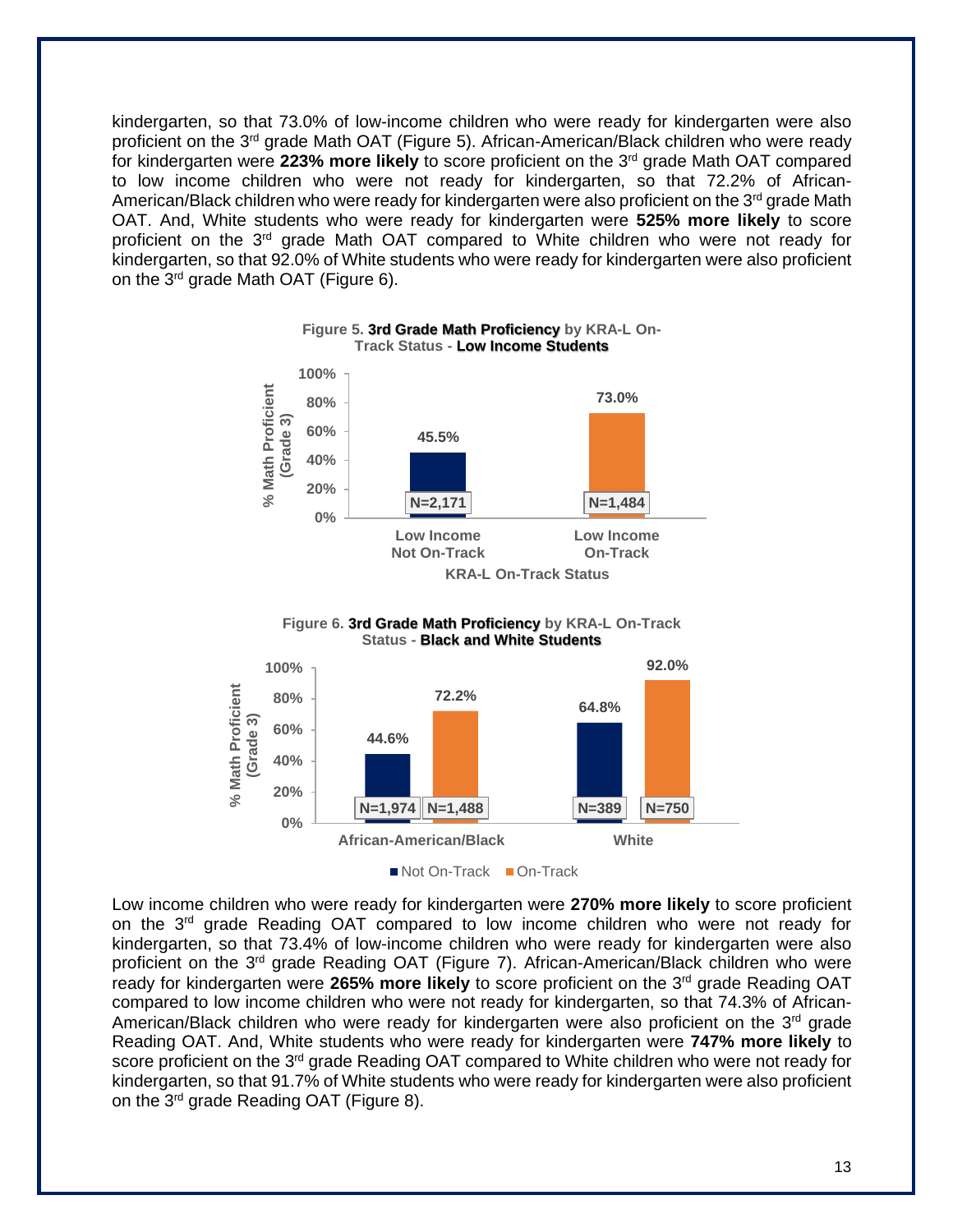kindergarten, so that 73.0% of low-income children who were ready for kindergarten were also proficient on the 3rd grade Math OAT (Figure 5). African-American/Black children who were ready for kindergarten were **223% more likely** to score proficient on the 3rd grade Math OAT compared to low income children who were not ready for kindergarten, so that 72.2% of African-American/Black children who were ready for kindergarten were also proficient on the 3rd grade Math OAT. And, White students who were ready for kindergarten were **525% more likely** to score proficient on the 3rd grade Math OAT compared to White children who were not ready for kindergarten, so that 92.0% of White students who were ready for kindergarten were also proficient on the 3rd grade Math OAT (Figure 6).

Figure 5. **3rd Grade Math Proficiency** by KRA-L On-Track Status - **Low Income Students**

% Math Proficient (Grade 3)

100%
80%
60%
40%
20%
0%

45.5%
N=2,171
Low Income Not On-Track

73.0%
N=1,484
Low Income On-Track

KRA-L On-Track Status

Figure 6. **3rd Grade Math Proficiency** by KRA-L On-Track Status - **Black and White Students**

% Math Proficient (Grade 3)

100%
80%
60%
40%
20%
0%

African-American/Black
44.6%
N=1,974
72.2%
N=1,488

White
64.8%
N=389
92.0%
N=750

Not On-Track
On-Track

Low income children who were ready for kindergarten were **270% more likely** to score proficient on the 3rd grade Reading OAT compared to low income children who were not ready for kindergarten, so that 73.4% of low-income children who were ready for kindergarten were also proficient on the 3rd grade Reading OAT (Figure 7). African-American/Black children who were ready for kindergarten were **265% more likely** to score proficient on the 3rd grade Reading OAT compared to low income children who were not ready for kindergarten, so that 74.3% of African-American/Black children who were ready for kindergarten were also proficient on the 3rd grade Reading OAT. And, White students who were ready for kindergarten were **747% more likely** to score proficient on the 3rd grade Reading OAT compared to White children who were not ready for kindergarten, so that 91.7% of White students who were ready for kindergarten were also proficient on the 3rd grade Reading OAT (Figure 8).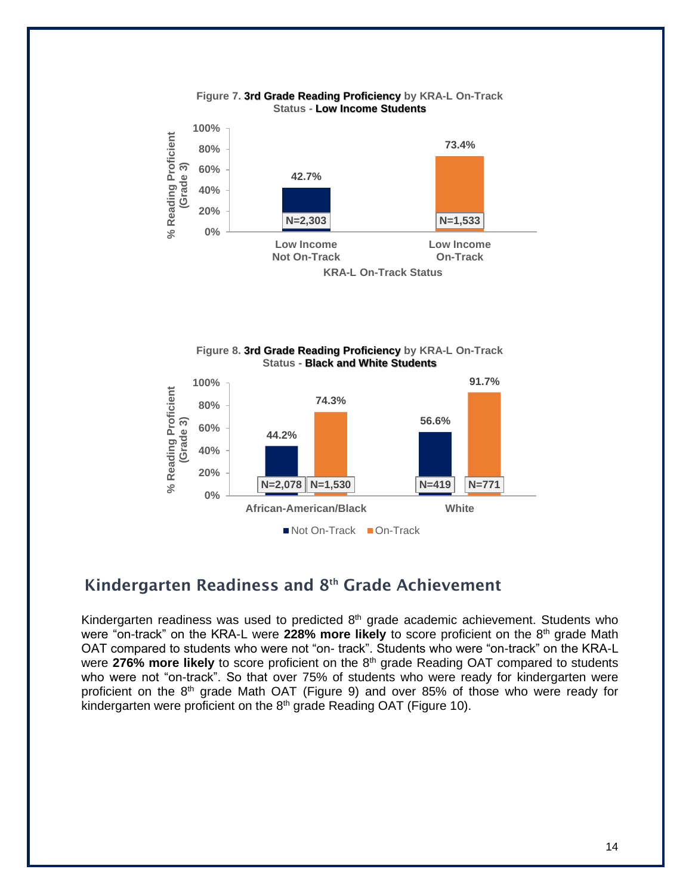**Figure 7. 3rd Grade Reading Proficiency by KRA-L On-Track Status - Low Income Students**

| KRA-L On-Track Status | % Reading Proficient (Grade 3) | N |
|---|---|---|
| Low Income Not On-Track | 42.7% | N=2,303 |
| Low Income On-Track | 73.4% | N=1,533 |

**Figure 8. 3rd Grade Reading Proficiency by KRA-L On-Track Status - Black and White Students**

| Group | Not On-Track | N | On-Track | N |
|---|---|---|---|---|
| African-American/Black | 44.2% | N=2,078 | 74.3% | N=1,530 |
| White | 56.6% | N=419 | 91.7% | N=771 |

## Kindergarten Readiness and 8th Grade Achievement

Kindergarten readiness was used to predicted 8th grade academic achievement. Students who were "on-track" on the KRA-L were **228% more likely** to score proficient on the 8th grade Math OAT compared to students who were not "on- track". Students who were "on-track" on the KRA-L were **276% more likely** to score proficient on the 8th grade Reading OAT compared to students who were not "on-track". So that over 75% of students who were ready for kindergarten were proficient on the 8th grade Math OAT (Figure 9) and over 85% of those who were ready for kindergarten were proficient on the 8th grade Reading OAT (Figure 10).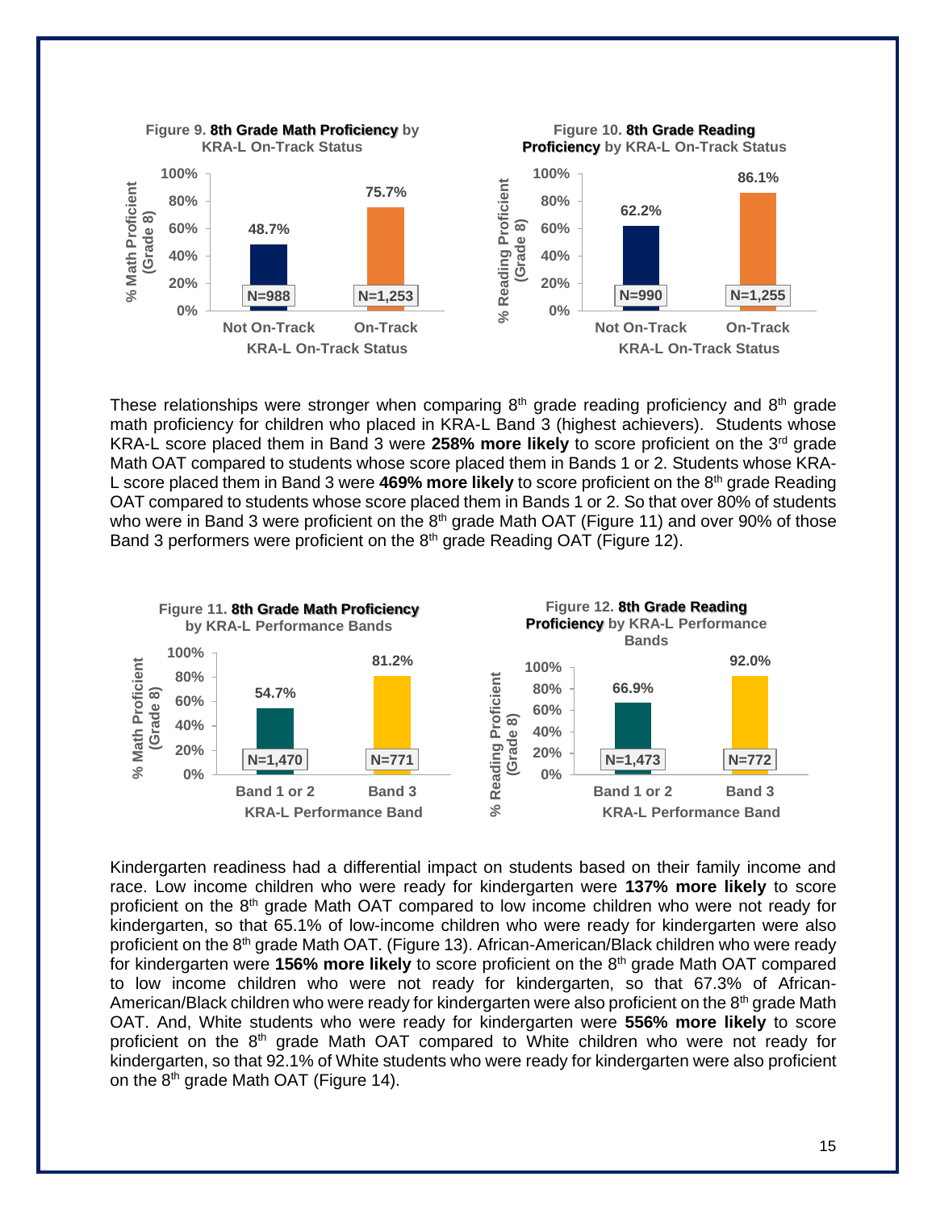**Figure 9. 8th Grade Math Proficiency by KRA-L On-Track Status**

| KRA-L On-Track Status | % Math Proficient (Grade 8) | N |
|---|---|---|
| Not On-Track | 48.7% | N=988 |
| On-Track | 75.7% | N=1,253 |

**Figure 10. 8th Grade Reading Proficiency by KRA-L On-Track Status**

| KRA-L On-Track Status | % Reading Proficient (Grade 8) | N |
|---|---|---|
| Not On-Track | 62.2% | N=990 |
| On-Track | 86.1% | N=1,255 |

These relationships were stronger when comparing 8th grade reading proficiency and 8th grade math proficiency for children who placed in KRA-L Band 3 (highest achievers). Students whose KRA-L score placed them in Band 3 were **258% more likely** to score proficient on the 3rd grade Math OAT compared to students whose score placed them in Bands 1 or 2. Students whose KRA-L score placed them in Band 3 were **469% more likely** to score proficient on the 8th grade Reading OAT compared to students whose score placed them in Bands 1 or 2. So that over 80% of students who were in Band 3 were proficient on the 8th grade Math OAT (Figure 11) and over 90% of those Band 3 performers were proficient on the 8th grade Reading OAT (Figure 12).

**Figure 11. 8th Grade Math Proficiency by KRA-L Performance Bands**

| KRA-L Performance Band | % Math Proficient (Grade 8) | N |
|---|---|---|
| Band 1 or 2 | 54.7% | N=1,470 |
| Band 3 | 81.2% | N=771 |

**Figure 12. 8th Grade Reading Proficiency by KRA-L Performance Bands**

| KRA-L Performance Band | % Reading Proficient (Grade 8) | N |
|---|---|---|
| Band 1 or 2 | 66.9% | N=1,473 |
| Band 3 | 92.0% | N=772 |

Kindergarten readiness had a differential impact on students based on their family income and race. Low income children who were ready for kindergarten were **137% more likely** to score proficient on the 8th grade Math OAT compared to low income children who were not ready for kindergarten, so that 65.1% of low-income children who were ready for kindergarten were also proficient on the 8th grade Math OAT. (Figure 13). African-American/Black children who were ready for kindergarten were **156% more likely** to score proficient on the 8th grade Math OAT compared to low income children who were not ready for kindergarten, so that 67.3% of African-American/Black children who were ready for kindergarten were also proficient on the 8th grade Math OAT. And, White students who were ready for kindergarten were **556% more likely** to score proficient on the 8th grade Math OAT compared to White children who were not ready for kindergarten, so that 92.1% of White students who were ready for kindergarten were also proficient on the 8th grade Math OAT (Figure 14).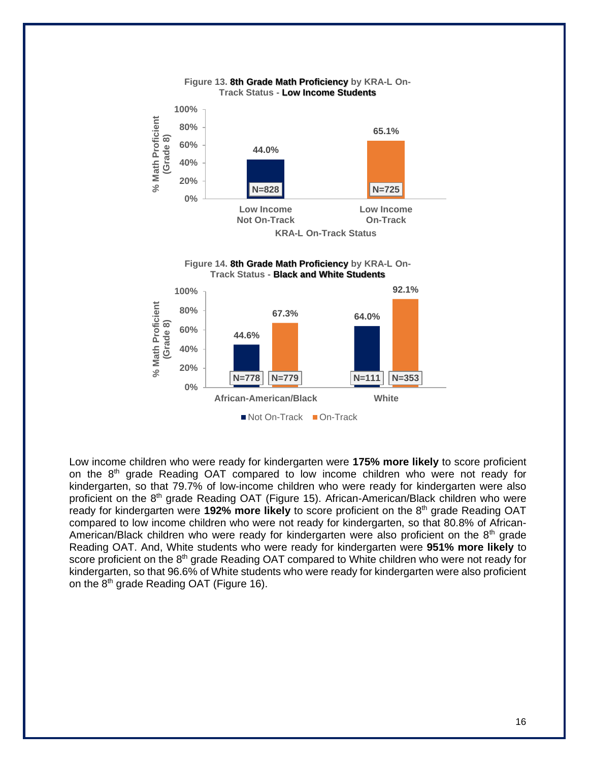Figure 13. **8th Grade Math Proficiency** by KRA-L On-Track Status - **Low Income Students**

% Math Proficient (Grade 8)

100%
80%
60%
40%
20%
0%

44.0%
N=828
Low Income Not On-Track

65.1%
N=725
Low Income On-Track

KRA-L On-Track Status

Figure 14. **8th Grade Math Proficiency** by KRA-L On-Track Status - **Black and White Students**

% Math Proficient (Grade 8)

100%
80%
60%
40%
20%
0%

African-American/Black
44.6%
N=778
67.3%
N=779

White
64.0%
N=111
92.1%
N=353

Not On-Track
On-Track

Low income children who were ready for kindergarten were **175% more likely** to score proficient on the 8th grade Reading OAT compared to low income children who were not ready for kindergarten, so that 79.7% of low-income children who were ready for kindergarten were also proficient on the 8th grade Reading OAT (Figure 15). African-American/Black children who were ready for kindergarten were **192% more likely** to score proficient on the 8th grade Reading OAT compared to low income children who were not ready for kindergarten, so that 80.8% of African-American/Black children who were ready for kindergarten were also proficient on the 8th grade Reading OAT. And, White students who were ready for kindergarten were **951% more likely** to score proficient on the 8th grade Reading OAT compared to White children who were not ready for kindergarten, so that 96.6% of White students who were ready for kindergarten were also proficient on the 8th grade Reading OAT (Figure 16).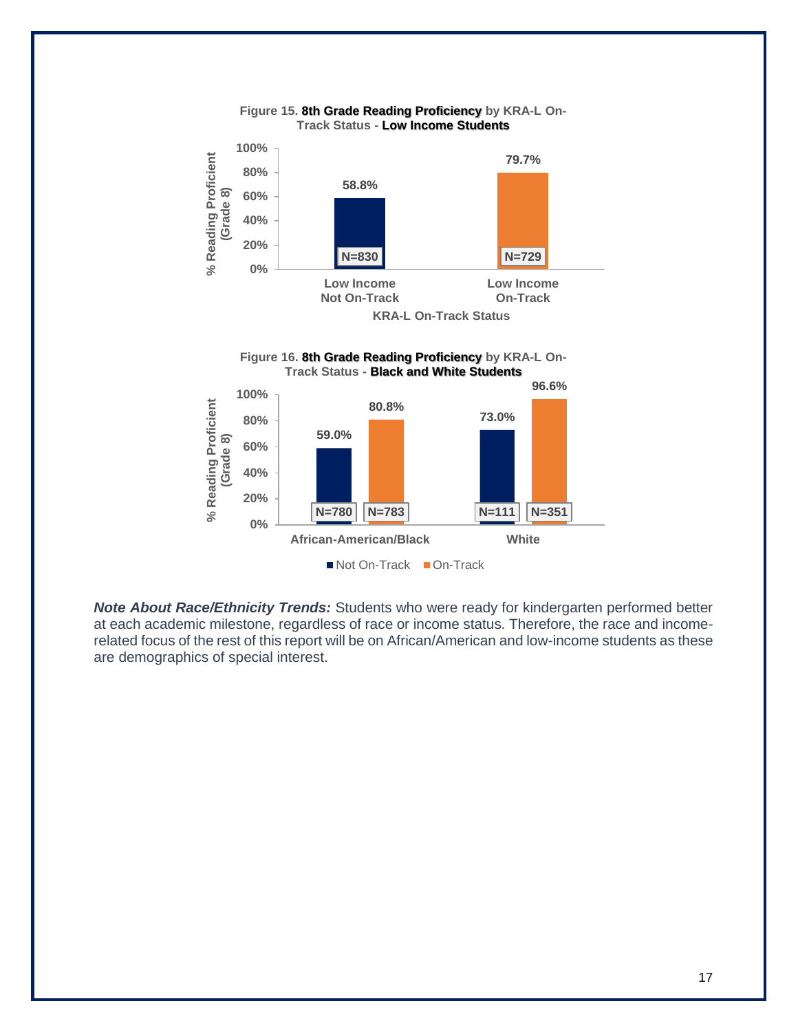Figure 15. **8th Grade Reading Proficiency** by KRA-L On-Track Status - **Low Income Students**

| KRA-L On-Track Status | % Reading Proficient (Grade 8) | N |
|---|---|---|
| Low Income Not On-Track | 58.8% | N=830 |
| Low Income On-Track | 79.7% | N=729 |

Figure 16. **8th Grade Reading Proficiency** by KRA-L On-Track Status - **Black and White Students**

| Group | Not On-Track | On-Track |
|---|---|---|
| African-American/Black | 59.0% (N=780) | 80.8% (N=783) |
| White | 73.0% (N=111) | 96.6% (N=351) |

***Note About Race/Ethnicity Trends:*** Students who were ready for kindergarten performed better at each academic milestone, regardless of race or income status. Therefore, the race and income-related focus of the rest of this report will be on African/American and low-income students as these are demographics of special interest.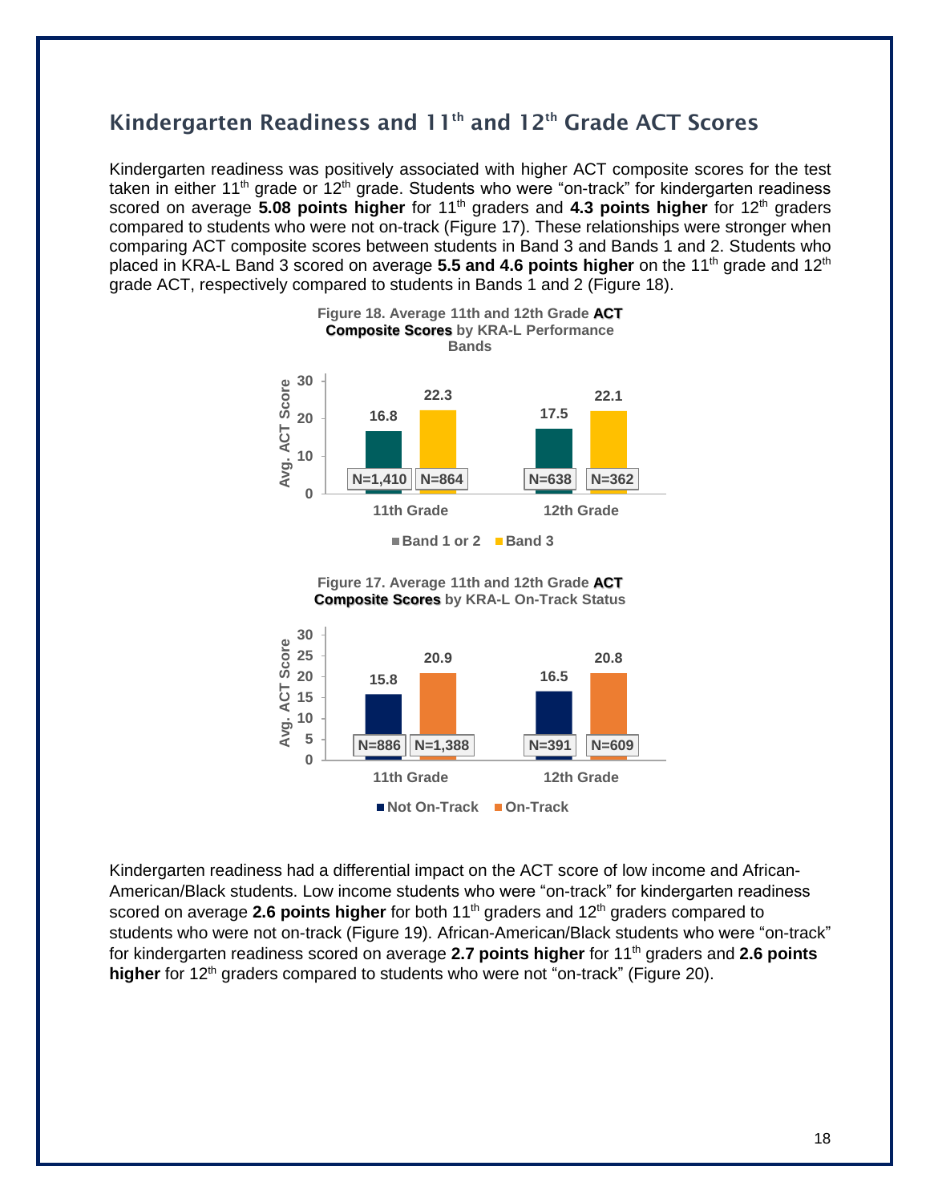## Kindergarten Readiness and 11th and 12th Grade ACT Scores

Kindergarten readiness was positively associated with higher ACT composite scores for the test taken in either 11th grade or 12th grade. Students who were "on-track" for kindergarten readiness scored on average **5.08 points higher** for 11th graders and **4.3 points higher** for 12th graders compared to students who were not on-track (Figure 17). These relationships were stronger when comparing ACT composite scores between students in Band 3 and Bands 1 and 2. Students who placed in KRA-L Band 3 scored on average **5.5 and 4.6 points higher** on the 11th grade and 12th grade ACT, respectively compared to students in Bands 1 and 2 (Figure 18).

**Figure 18. Average 11th and 12th Grade ACT Composite Scores by KRA-L Performance Bands**

Avg. ACT Score
0
10
20
30
16.8
22.3
17.5
22.1
N=1,410
N=864
N=638
N=362
11th Grade
12th Grade
Band 1 or 2
Band 3

**Figure 17. Average 11th and 12th Grade ACT Composite Scores by KRA-L On-Track Status**

Avg. ACT Score
0
5
10
15
20
25
30
15.8
20.9
16.5
20.8
N=886
N=1,388
N=391
N=609
11th Grade
12th Grade
Not On-Track
On-Track

Kindergarten readiness had a differential impact on the ACT score of low income and African-American/Black students. Low income students who were "on-track" for kindergarten readiness scored on average **2.6 points higher** for both 11th graders and 12th graders compared to students who were not on-track (Figure 19). African-American/Black students who were "on-track" for kindergarten readiness scored on average **2.7 points higher** for 11th graders and **2.6 points higher** for 12th graders compared to students who were not "on-track" (Figure 20).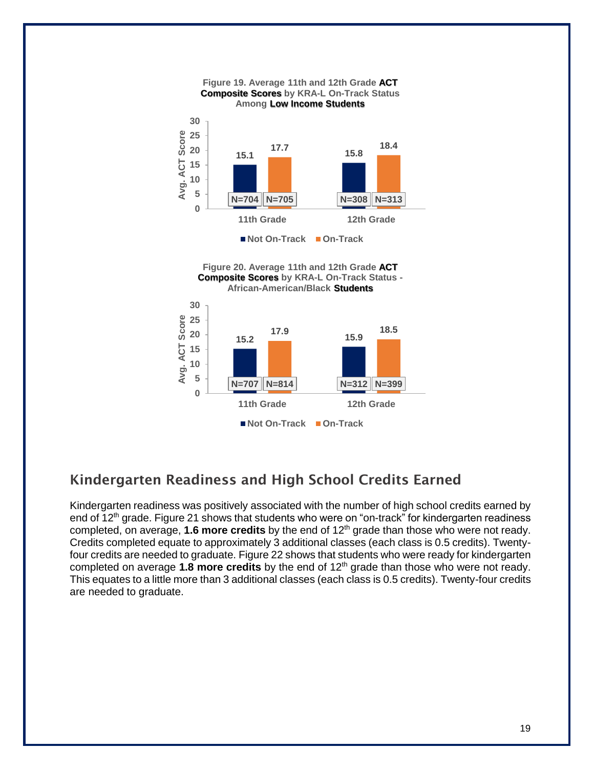Figure 19. Average 11th and 12th Grade **ACT Composite Scores** by KRA-L On-Track Status Among **Low Income Students**

Avg. ACT Score

30
25
20
15
10
5
0

15.1
17.7
15.8
18.4

N=704
N=705
N=308
N=313

11th Grade
12th Grade

Not On-Track
On-Track

Figure 20. Average 11th and 12th Grade **ACT Composite Scores** by KRA-L On-Track Status - African-American/Black **Students**

Avg. ACT Score

30
25
20
15
10
5
0

15.2
17.9
15.9
18.5

N=707
N=814
N=312
N=399

11th Grade
12th Grade

Not On-Track
On-Track

## Kindergarten Readiness and High School Credits Earned

Kindergarten readiness was positively associated with the number of high school credits earned by end of 12th grade. Figure 21 shows that students who were on "on-track" for kindergarten readiness completed, on average, **1.6 more credits** by the end of 12th grade than those who were not ready. Credits completed equate to approximately 3 additional classes (each class is 0.5 credits). Twenty-four credits are needed to graduate. Figure 22 shows that students who were ready for kindergarten completed on average **1.8 more credits** by the end of 12th grade than those who were not ready. This equates to a little more than 3 additional classes (each class is 0.5 credits). Twenty-four credits are needed to graduate.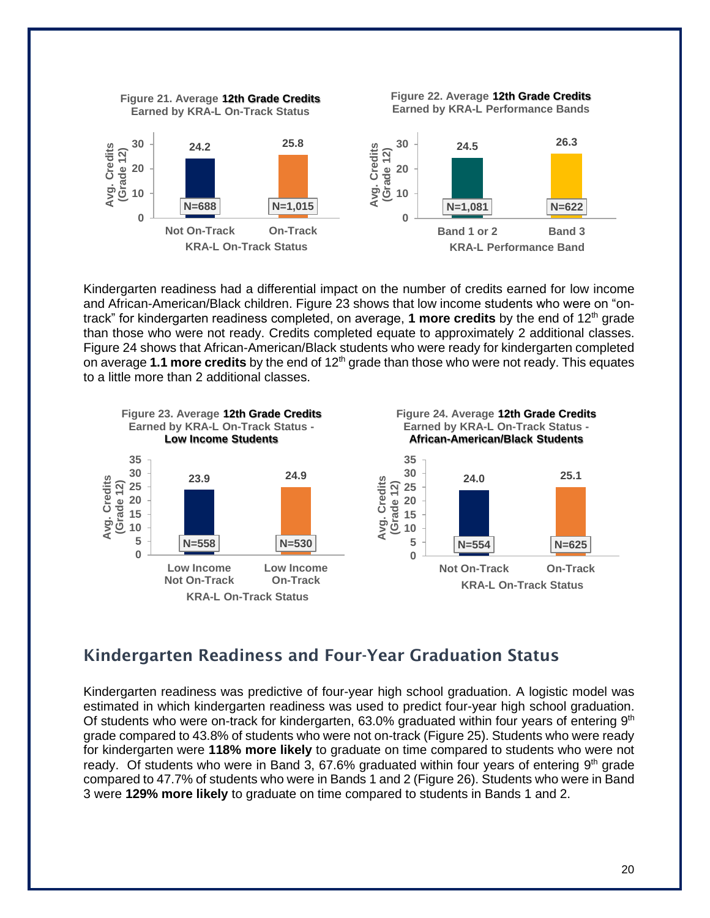Figure 21. Average **12th Grade Credits** Earned by KRA-L On-Track Status

Avg. Credits (Grade 12)

0
10
20
30

24.2
N=688
25.8
N=1,015

Not On-Track
On-Track

KRA-L On-Track Status

Figure 22. Average **12th Grade Credits** Earned by KRA-L Performance Bands

Avg. Credits (Grade 12)

0
10
20
30

24.5
N=1,081
26.3
N=622

Band 1 or 2
Band 3

KRA-L Performance Band

Kindergarten readiness had a differential impact on the number of credits earned for low income and African-American/Black children. Figure 23 shows that low income students who were on "on-track" for kindergarten readiness completed, on average, **1 more credits** by the end of 12th grade than those who were not ready. Credits completed equate to approximately 2 additional classes. Figure 24 shows that African-American/Black students who were ready for kindergarten completed on average **1.1 more credits** by the end of 12th grade than those who were not ready. This equates to a little more than 2 additional classes.

Figure 23. Average **12th Grade Credits** Earned by KRA-L On-Track Status - **Low Income Students**

Avg. Credits (Grade 12)

0
5
10
15
20
25
30
35

23.9
N=558
24.9
N=530

Low Income Not On-Track
Low Income On-Track

KRA-L On-Track Status

Figure 24. Average **12th Grade Credits** Earned by KRA-L On-Track Status - **African-American/Black Students**

Avg. Credits (Grade 12)

0
5
10
15
20
25
30
35

24.0
N=554
25.1
N=625

Not On-Track
On-Track

KRA-L On-Track Status

## Kindergarten Readiness and Four-Year Graduation Status

Kindergarten readiness was predictive of four-year high school graduation. A logistic model was estimated in which kindergarten readiness was used to predict four-year high school graduation. Of students who were on-track for kindergarten, 63.0% graduated within four years of entering 9th grade compared to 43.8% of students who were not on-track (Figure 25). Students who were ready for kindergarten were **118% more likely** to graduate on time compared to students who were not ready. Of students who were in Band 3, 67.6% graduated within four years of entering 9th grade compared to 47.7% of students who were in Bands 1 and 2 (Figure 26). Students who were in Band 3 were **129% more likely** to graduate on time compared to students in Bands 1 and 2.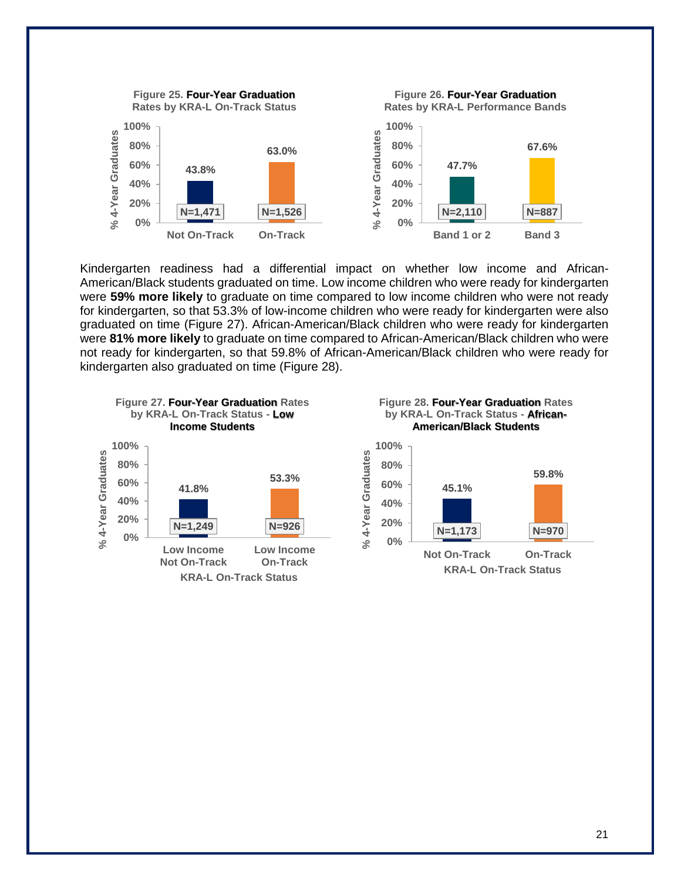**Figure 25. Four-Year Graduation Rates by KRA-L On-Track Status**

% 4-Year Graduates
100%
80%
60%
40%
20%
0%
43.8%
N=1,471
Not On-Track
63.0%
N=1,526
On-Track

**Figure 26. Four-Year Graduation Rates by KRA-L Performance Bands**

% 4-Year Graduates
100%
80%
60%
40%
20%
0%
47.7%
N=2,110
Band 1 or 2
67.6%
N=887
Band 3

Kindergarten readiness had a differential impact on whether low income and African-American/Black students graduated on time. Low income children who were ready for kindergarten were **59% more likely** to graduate on time compared to low income children who were not ready for kindergarten, so that 53.3% of low-income children who were ready for kindergarten were also graduated on time (Figure 27). African-American/Black children who were ready for kindergarten were **81% more likely** to graduate on time compared to African-American/Black children who were not ready for kindergarten, so that 59.8% of African-American/Black children who were ready for kindergarten also graduated on time (Figure 28).

**Figure 27. Four-Year Graduation Rates by KRA-L On-Track Status - Low Income Students**

% 4-Year Graduates
100%
80%
60%
40%
20%
0%
41.8%
N=1,249
Low Income Not On-Track
53.3%
N=926
Low Income On-Track
KRA-L On-Track Status

**Figure 28. Four-Year Graduation Rates by KRA-L On-Track Status - African-American/Black Students**

% 4-Year Graduates
100%
80%
60%
40%
20%
0%
45.1%
N=1,173
Not On-Track
59.8%
N=970
On-Track
KRA-L On-Track Status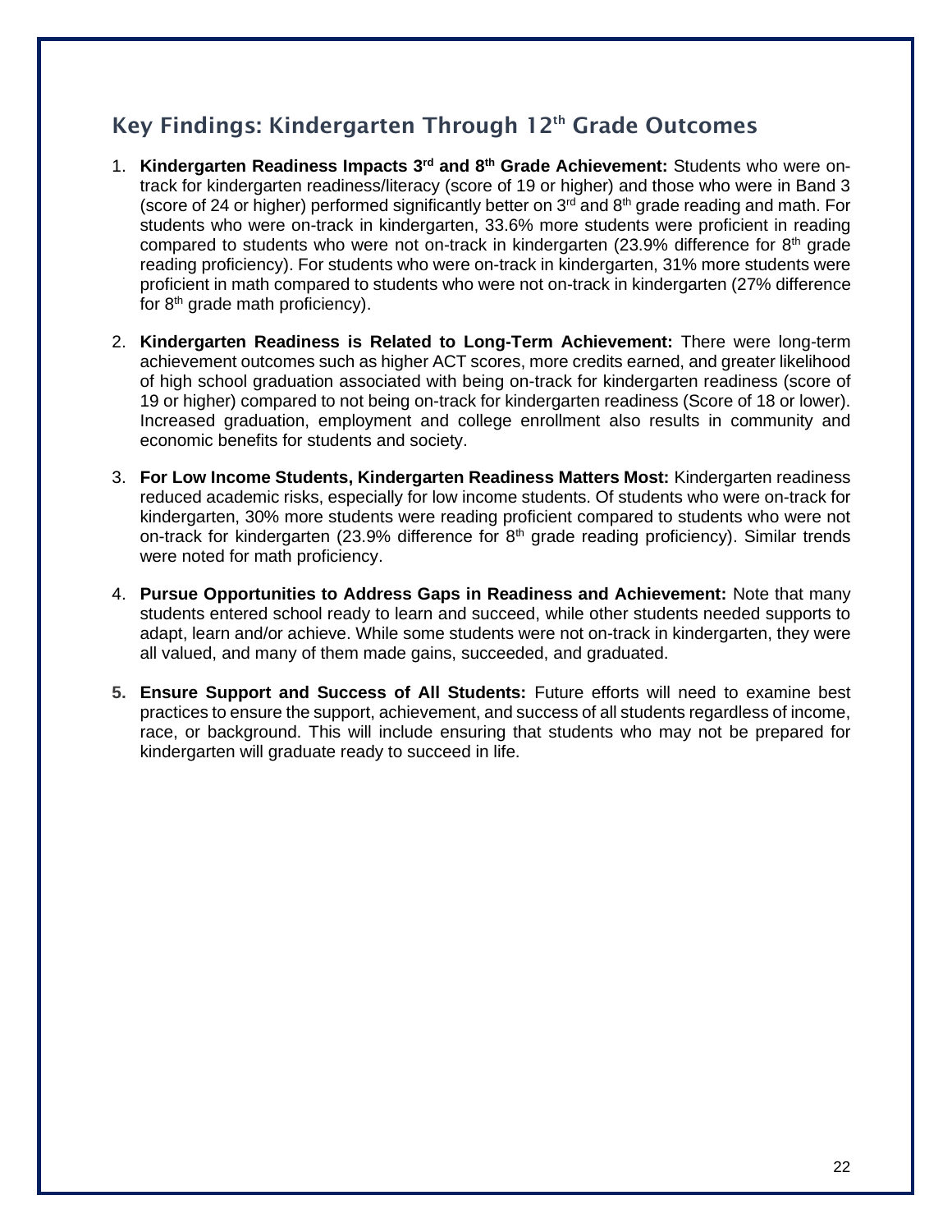## Key Findings: Kindergarten Through 12th Grade Outcomes

1. **Kindergarten Readiness Impacts 3rd and 8th Grade Achievement:** Students who were on-track for kindergarten readiness/literacy (score of 19 or higher) and those who were in Band 3 (score of 24 or higher) performed significantly better on 3rd and 8th grade reading and math. For students who were on-track in kindergarten, 33.6% more students were proficient in reading compared to students who were not on-track in kindergarten (23.9% difference for 8th grade reading proficiency). For students who were on-track in kindergarten, 31% more students were proficient in math compared to students who were not on-track in kindergarten (27% difference for 8th grade math proficiency).

2. **Kindergarten Readiness is Related to Long-Term Achievement:** There were long-term achievement outcomes such as higher ACT scores, more credits earned, and greater likelihood of high school graduation associated with being on-track for kindergarten readiness (score of 19 or higher) compared to not being on-track for kindergarten readiness (Score of 18 or lower). Increased graduation, employment and college enrollment also results in community and economic benefits for students and society.

3. **For Low Income Students, Kindergarten Readiness Matters Most:** Kindergarten readiness reduced academic risks, especially for low income students. Of students who were on-track for kindergarten, 30% more students were reading proficient compared to students who were not on-track for kindergarten (23.9% difference for 8th grade reading proficiency). Similar trends were noted for math proficiency.

4. **Pursue Opportunities to Address Gaps in Readiness and Achievement:** Note that many students entered school ready to learn and succeed, while other students needed supports to adapt, learn and/or achieve. While some students were not on-track in kindergarten, they were all valued, and many of them made gains, succeeded, and graduated.

5. **Ensure Support and Success of All Students:** Future efforts will need to examine best practices to ensure the support, achievement, and success of all students regardless of income, race, or background. This will include ensuring that students who may not be prepared for kindergarten will graduate ready to succeed in life.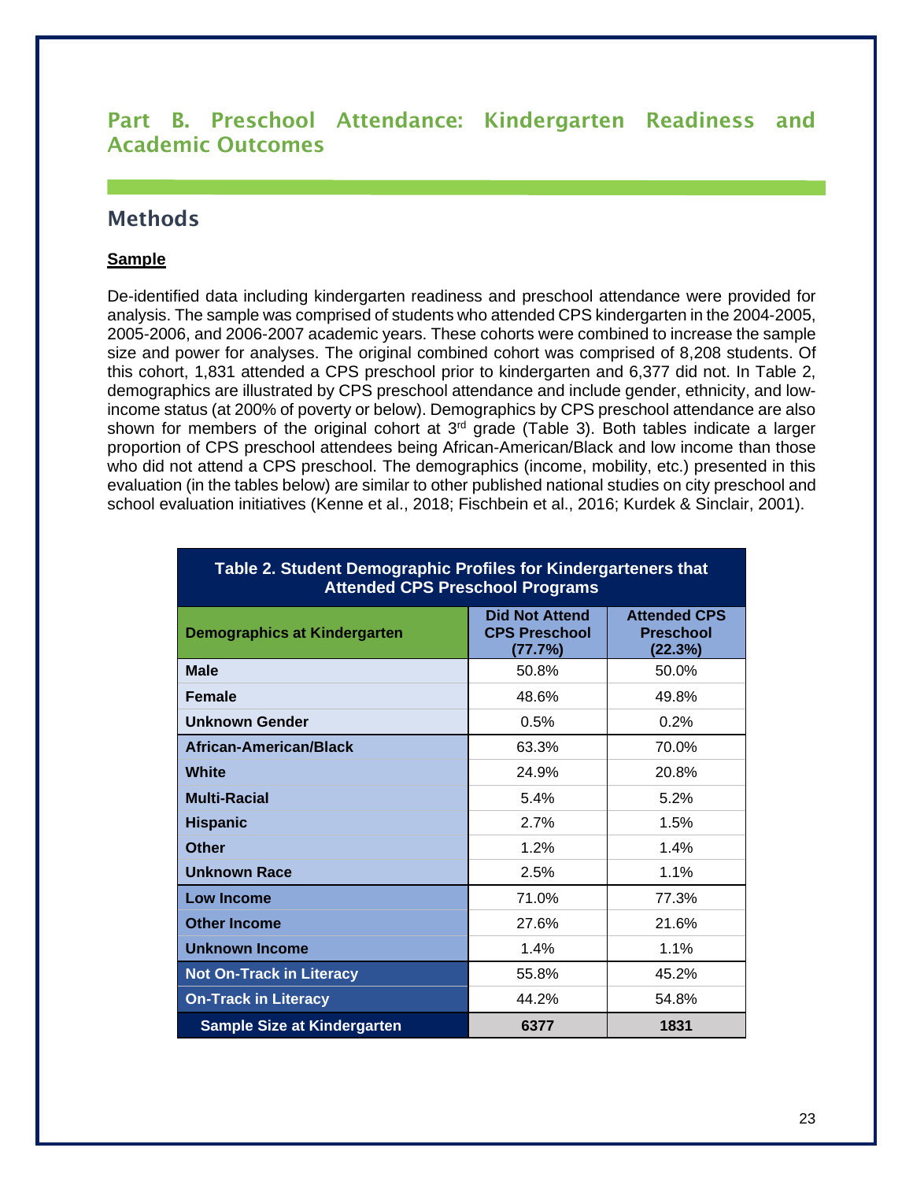## Part B. Preschool Attendance: Kindergarten Readiness and Academic Outcomes

### Methods

**Sample**

De-identified data including kindergarten readiness and preschool attendance were provided for analysis. The sample was comprised of students who attended CPS kindergarten in the 2004-2005, 2005-2006, and 2006-2007 academic years. These cohorts were combined to increase the sample size and power for analyses. The original combined cohort was comprised of 8,208 students. Of this cohort, 1,831 attended a CPS preschool prior to kindergarten and 6,377 did not. In Table 2, demographics are illustrated by CPS preschool attendance and include gender, ethnicity, and low-income status (at 200% of poverty or below). Demographics by CPS preschool attendance are also shown for members of the original cohort at 3rd grade (Table 3). Both tables indicate a larger proportion of CPS preschool attendees being African-American/Black and low income than those who did not attend a CPS preschool. The demographics (income, mobility, etc.) presented in this evaluation (in the tables below) are similar to other published national studies on city preschool and school evaluation initiatives (Kenne et al., 2018; Fischbein et al., 2016; Kurdek & Sinclair, 2001).

**Table 2. Student Demographic Profiles for Kindergarteners that Attended CPS Preschool Programs**

| Demographics at Kindergarten | Did Not Attend CPS Preschool (77.7%) | Attended CPS Preschool (22.3%) |
|---|---|---|
| **Male** | 50.8% | 50.0% |
| **Female** | 48.6% | 49.8% |
| **Unknown Gender** | 0.5% | 0.2% |
| **African-American/Black** | 63.3% | 70.0% |
| **White** | 24.9% | 20.8% |
| **Multi-Racial** | 5.4% | 5.2% |
| **Hispanic** | 2.7% | 1.5% |
| **Other** | 1.2% | 1.4% |
| **Unknown Race** | 2.5% | 1.1% |
| **Low Income** | 71.0% | 77.3% |
| **Other Income** | 27.6% | 21.6% |
| **Unknown Income** | 1.4% | 1.1% |
| **Not On-Track in Literacy** | 55.8% | 45.2% |
| **On-Track in Literacy** | 44.2% | 54.8% |
| **Sample Size at Kindergarten** | **6377** | **1831** |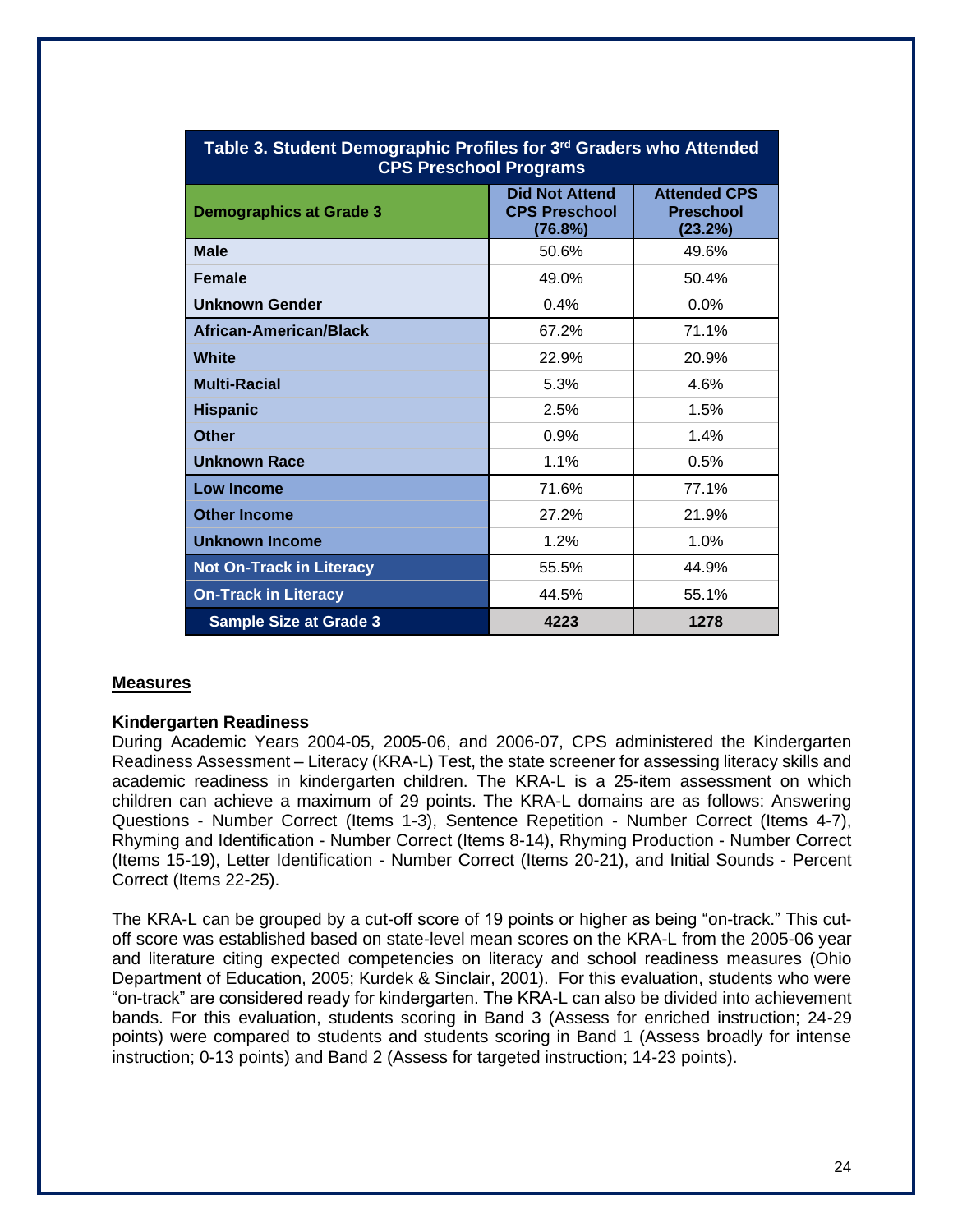**Table 3. Student Demographic Profiles for 3rd Graders who Attended CPS Preschool Programs**

| Demographics at Grade 3 | Did Not Attend CPS Preschool (76.8%) | Attended CPS Preschool (23.2%) |
|---|---|---|
| Male | 50.6% | 49.6% |
| Female | 49.0% | 50.4% |
| Unknown Gender | 0.4% | 0.0% |
| African-American/Black | 67.2% | 71.1% |
| White | 22.9% | 20.9% |
| Multi-Racial | 5.3% | 4.6% |
| Hispanic | 2.5% | 1.5% |
| Other | 0.9% | 1.4% |
| Unknown Race | 1.1% | 0.5% |
| Low Income | 71.6% | 77.1% |
| Other Income | 27.2% | 21.9% |
| Unknown Income | 1.2% | 1.0% |
| Not On-Track in Literacy | 55.5% | 44.9% |
| On-Track in Literacy | 44.5% | 55.1% |
| Sample Size at Grade 3 | 4223 | 1278 |

## Measures

### Kindergarten Readiness

During Academic Years 2004-05, 2005-06, and 2006-07, CPS administered the Kindergarten Readiness Assessment – Literacy (KRA-L) Test, the state screener for assessing literacy skills and academic readiness in kindergarten children. The KRA-L is a 25-item assessment on which children can achieve a maximum of 29 points. The KRA-L domains are as follows: Answering Questions - Number Correct (Items 1-3), Sentence Repetition - Number Correct (Items 4-7), Rhyming and Identification - Number Correct (Items 8-14), Rhyming Production - Number Correct (Items 15-19), Letter Identification - Number Correct (Items 20-21), and Initial Sounds - Percent Correct (Items 22-25).

The KRA-L can be grouped by a cut-off score of 19 points or higher as being "on-track." This cut-off score was established based on state-level mean scores on the KRA-L from the 2005-06 year and literature citing expected competencies on literacy and school readiness measures (Ohio Department of Education, 2005; Kurdek & Sinclair, 2001). For this evaluation, students who were "on-track" are considered ready for kindergarten. The KRA-L can also be divided into achievement bands. For this evaluation, students scoring in Band 3 (Assess for enriched instruction; 24-29 points) were compared to students and students scoring in Band 1 (Assess broadly for intense instruction; 0-13 points) and Band 2 (Assess for targeted instruction; 14-23 points).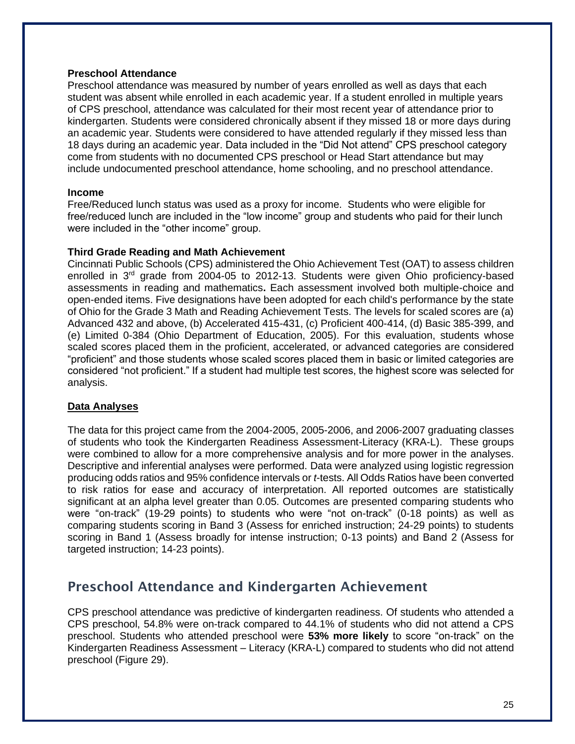#### Preschool Attendance

Preschool attendance was measured by number of years enrolled as well as days that each student was absent while enrolled in each academic year. If a student enrolled in multiple years of CPS preschool, attendance was calculated for their most recent year of attendance prior to kindergarten. Students were considered chronically absent if they missed 18 or more days during an academic year. Students were considered to have attended regularly if they missed less than 18 days during an academic year. Data included in the "Did Not attend" CPS preschool category come from students with no documented CPS preschool or Head Start attendance but may include undocumented preschool attendance, home schooling, and no preschool attendance.

#### Income

Free/Reduced lunch status was used as a proxy for income. Students who were eligible for free/reduced lunch are included in the "low income" group and students who paid for their lunch were included in the "other income" group.

#### Third Grade Reading and Math Achievement

Cincinnati Public Schools (CPS) administered the Ohio Achievement Test (OAT) to assess children enrolled in 3rd grade from 2004-05 to 2012-13. Students were given Ohio proficiency-based assessments in reading and mathematics**.** Each assessment involved both multiple-choice and open-ended items. Five designations have been adopted for each child's performance by the state of Ohio for the Grade 3 Math and Reading Achievement Tests. The levels for scaled scores are (a) Advanced 432 and above, (b) Accelerated 415-431, (c) Proficient 400-414, (d) Basic 385-399, and (e) Limited 0-384 (Ohio Department of Education, 2005). For this evaluation, students whose scaled scores placed them in the proficient, accelerated, or advanced categories are considered "proficient" and those students whose scaled scores placed them in basic or limited categories are considered "not proficient." If a student had multiple test scores, the highest score was selected for analysis.

#### Data Analyses

The data for this project came from the 2004-2005, 2005-2006, and 2006-2007 graduating classes of students who took the Kindergarten Readiness Assessment-Literacy (KRA-L). These groups were combined to allow for a more comprehensive analysis and for more power in the analyses. Descriptive and inferential analyses were performed. Data were analyzed using logistic regression producing odds ratios and 95% confidence intervals or *t*-tests. All Odds Ratios have been converted to risk ratios for ease and accuracy of interpretation. All reported outcomes are statistically significant at an alpha level greater than 0.05. Outcomes are presented comparing students who were "on-track" (19-29 points) to students who were "not on-track" (0-18 points) as well as comparing students scoring in Band 3 (Assess for enriched instruction; 24-29 points) to students scoring in Band 1 (Assess broadly for intense instruction; 0-13 points) and Band 2 (Assess for targeted instruction; 14-23 points).

## Preschool Attendance and Kindergarten Achievement

CPS preschool attendance was predictive of kindergarten readiness. Of students who attended a CPS preschool, 54.8% were on-track compared to 44.1% of students who did not attend a CPS preschool. Students who attended preschool were **53% more likely** to score "on-track" on the Kindergarten Readiness Assessment – Literacy (KRA-L) compared to students who did not attend preschool (Figure 29).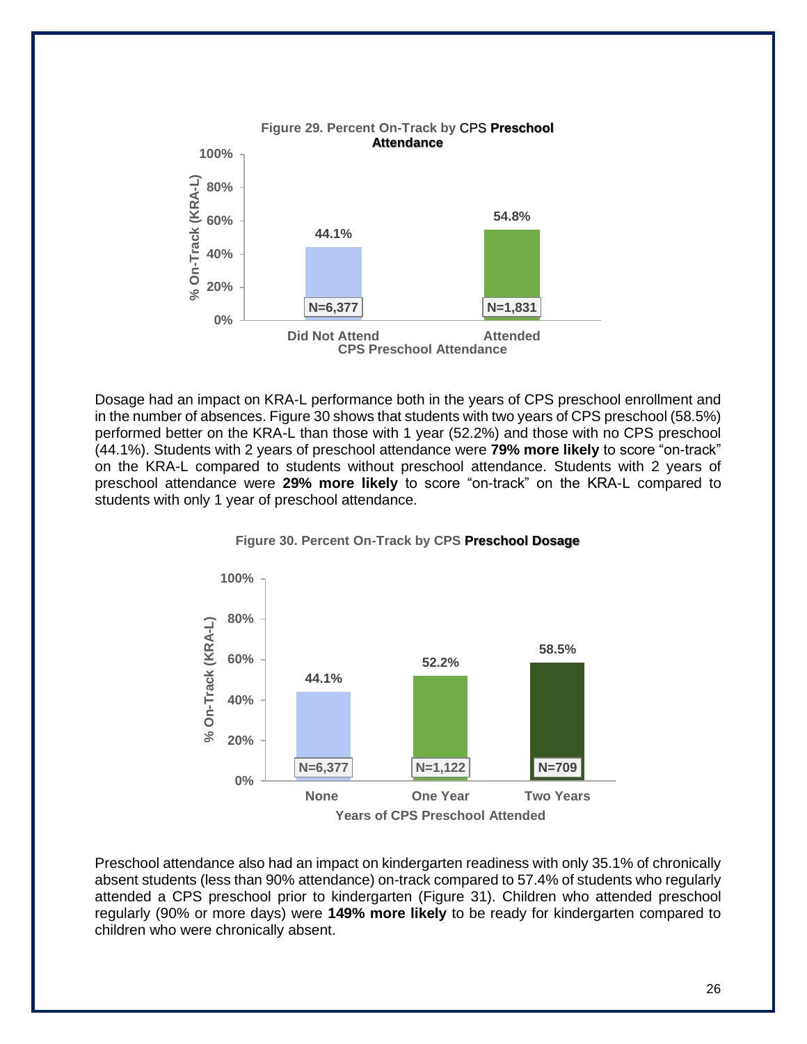Figure 29. Percent On-Track by CPS **Preschool Attendance**

100%
80%
60%
40%
20%
0%

% On-Track (KRA-L)

44.1%
N=6,377
Did Not Attend

54.8%
N=1,831
Attended

CPS Preschool Attendance

Dosage had an impact on KRA-L performance both in the years of CPS preschool enrollment and in the number of absences. Figure 30 shows that students with two years of CPS preschool (58.5%) performed better on the KRA-L than those with 1 year (52.2%) and those with no CPS preschool (44.1%). Students with 2 years of preschool attendance were **79% more likely** to score "on-track" on the KRA-L compared to students without preschool attendance. Students with 2 years of preschool attendance were **29% more likely** to score "on-track" on the KRA-L compared to students with only 1 year of preschool attendance.

Figure 30. Percent On-Track by CPS **Preschool Dosage**

100%
80%
60%
40%
20%
0%

% On-Track (KRA-L)

44.1%
N=6,377
None

52.2%
N=1,122
One Year

58.5%
N=709
Two Years

Years of CPS Preschool Attended

Preschool attendance also had an impact on kindergarten readiness with only 35.1% of chronically absent students (less than 90% attendance) on-track compared to 57.4% of students who regularly attended a CPS preschool prior to kindergarten (Figure 31). Children who attended preschool regularly (90% or more days) were **149% more likely** to be ready for kindergarten compared to children who were chronically absent.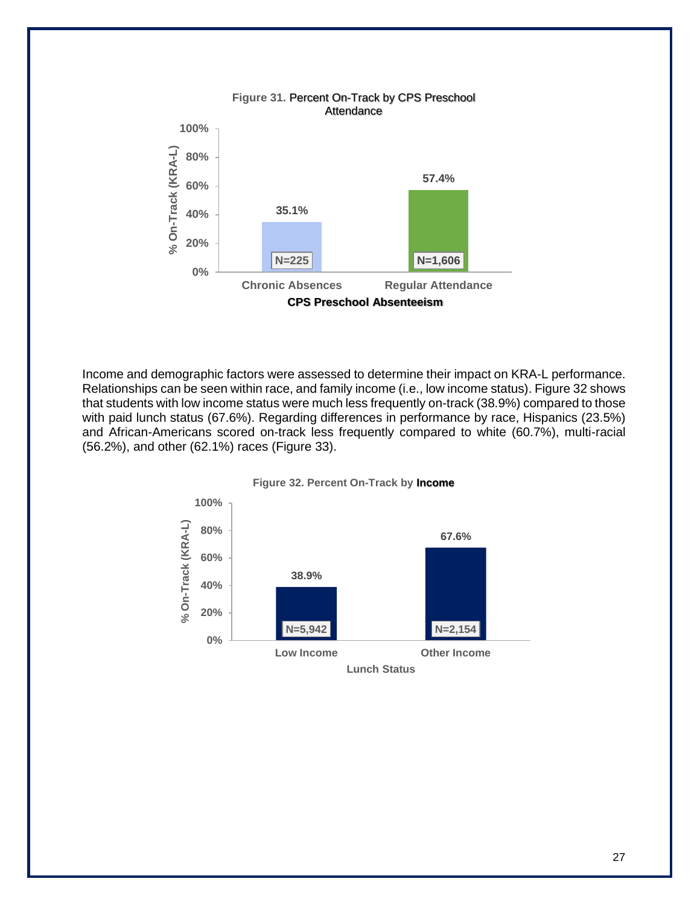**Figure 31.** Percent On-Track by CPS Preschool Attendance

% On-Track (KRA-L)

100%
80%
60%
40%
20%
0%

35.1%
N=225
Chronic Absences

57.4%
N=1,606
Regular Attendance

CPS Preschool Absenteeism

Income and demographic factors were assessed to determine their impact on KRA-L performance. Relationships can be seen within race, and family income (i.e., low income status). Figure 32 shows that students with low income status were much less frequently on-track (38.9%) compared to those with paid lunch status (67.6%). Regarding differences in performance by race, Hispanics (23.5%) and African-Americans scored on-track less frequently compared to white (60.7%), multi-racial (56.2%), and other (62.1%) races (Figure 33).

**Figure 32. Percent On-Track by Income**

% On-Track (KRA-L)

100%
80%
60%
40%
20%
0%

38.9%
N=5,942
Low Income

67.6%
N=2,154
Other Income

Lunch Status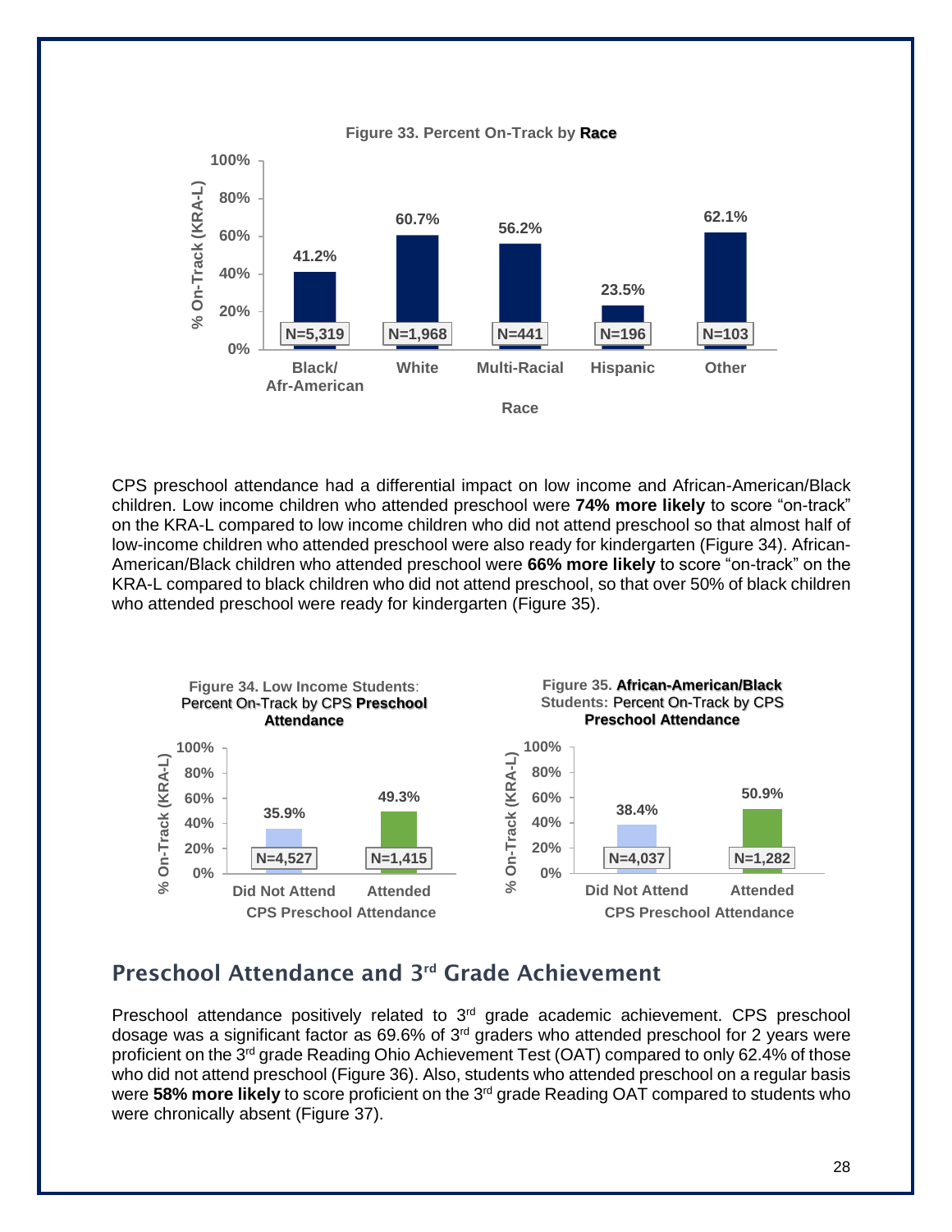Figure 33. Percent On-Track by **Race**

% On-Track (KRA-L)

100%
80%
60%
40%
20%
0%

41.2%
N=5,319
Black/ Afr-American

60.7%
N=1,968
White

56.2%
N=441
Multi-Racial

23.5%
N=196
Hispanic

62.1%
N=103
Other

Race

CPS preschool attendance had a differential impact on low income and African-American/Black children. Low income children who attended preschool were **74% more likely** to score "on-track" on the KRA-L compared to low income children who did not attend preschool so that almost half of low-income children who attended preschool were also ready for kindergarten (Figure 34). African-American/Black children who attended preschool were **66% more likely** to score "on-track" on the KRA-L compared to black children who did not attend preschool, so that over 50% of black children who attended preschool were ready for kindergarten (Figure 35).

Figure 34. Low Income Students: Percent On-Track by CPS **Preschool Attendance**

% On-Track (KRA-L)

100%
80%
60%
40%
20%
0%

35.9%
N=4,527
Did Not Attend

49.3%
N=1,415
Attended

CPS Preschool Attendance

Figure 35. **African-American/Black** Students: Percent On-Track by CPS **Preschool Attendance**

% On-Track (KRA-L)

100%
80%
60%
40%
20%
0%

38.4%
N=4,037
Did Not Attend

50.9%
N=1,282
Attended

CPS Preschool Attendance

## Preschool Attendance and 3rd Grade Achievement

Preschool attendance positively related to 3rd grade academic achievement. CPS preschool dosage was a significant factor as 69.6% of 3rd graders who attended preschool for 2 years were proficient on the 3rd grade Reading Ohio Achievement Test (OAT) compared to only 62.4% of those who did not attend preschool (Figure 36). Also, students who attended preschool on a regular basis were **58% more likely** to score proficient on the 3rd grade Reading OAT compared to students who were chronically absent (Figure 37).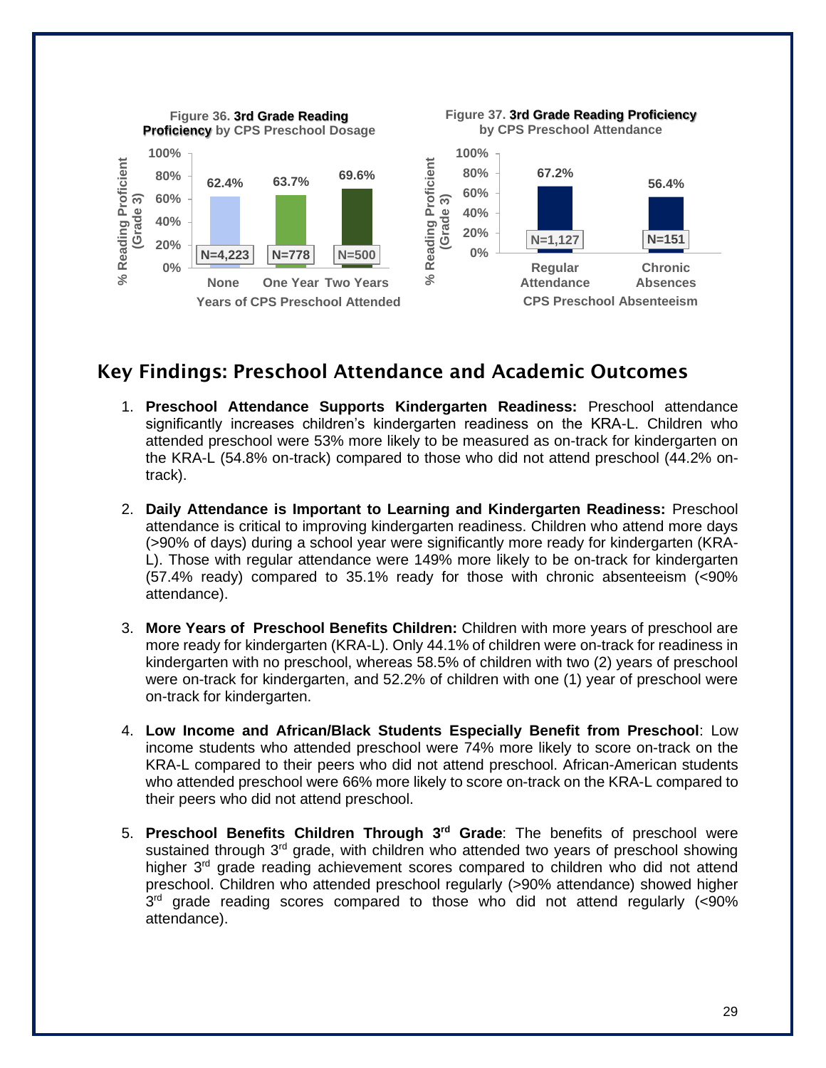**Figure 36. 3rd Grade Reading Proficiency by CPS Preschool Dosage**

% Reading Proficient (Grade 3)

100%
80%
60%
40%
20%
0%

62.4%
63.7%
69.6%

N=4,223
N=778
N=500

None
One Year
Two Years

Years of CPS Preschool Attended

**Figure 37. 3rd Grade Reading Proficiency by CPS Preschool Attendance**

% Reading Proficient (Grade 3)

100%
80%
60%
40%
20%
0%

67.2%
56.4%

N=1,127
N=151

Regular Attendance
Chronic Absences

CPS Preschool Absenteeism

## Key Findings: Preschool Attendance and Academic Outcomes

1. **Preschool Attendance Supports Kindergarten Readiness:** Preschool attendance significantly increases children's kindergarten readiness on the KRA-L. Children who attended preschool were 53% more likely to be measured as on-track for kindergarten on the KRA-L (54.8% on-track) compared to those who did not attend preschool (44.2% on-track).

2. **Daily Attendance is Important to Learning and Kindergarten Readiness:** Preschool attendance is critical to improving kindergarten readiness. Children who attend more days (>90% of days) during a school year were significantly more ready for kindergarten (KRA-L). Those with regular attendance were 149% more likely to be on-track for kindergarten (57.4% ready) compared to 35.1% ready for those with chronic absenteeism (<90% attendance).

3. **More Years of Preschool Benefits Children:** Children with more years of preschool are more ready for kindergarten (KRA-L). Only 44.1% of children were on-track for readiness in kindergarten with no preschool, whereas 58.5% of children with two (2) years of preschool were on-track for kindergarten, and 52.2% of children with one (1) year of preschool were on-track for kindergarten.

4. **Low Income and African/Black Students Especially Benefit from Preschool**: Low income students who attended preschool were 74% more likely to score on-track on the KRA-L compared to their peers who did not attend preschool. African-American students who attended preschool were 66% more likely to score on-track on the KRA-L compared to their peers who did not attend preschool.

5. **Preschool Benefits Children Through 3rd Grade**: The benefits of preschool were sustained through 3rd grade, with children who attended two years of preschool showing higher 3rd grade reading achievement scores compared to children who did not attend preschool. Children who attended preschool regularly (>90% attendance) showed higher 3rd grade reading scores compared to those who did not attend regularly (<90% attendance).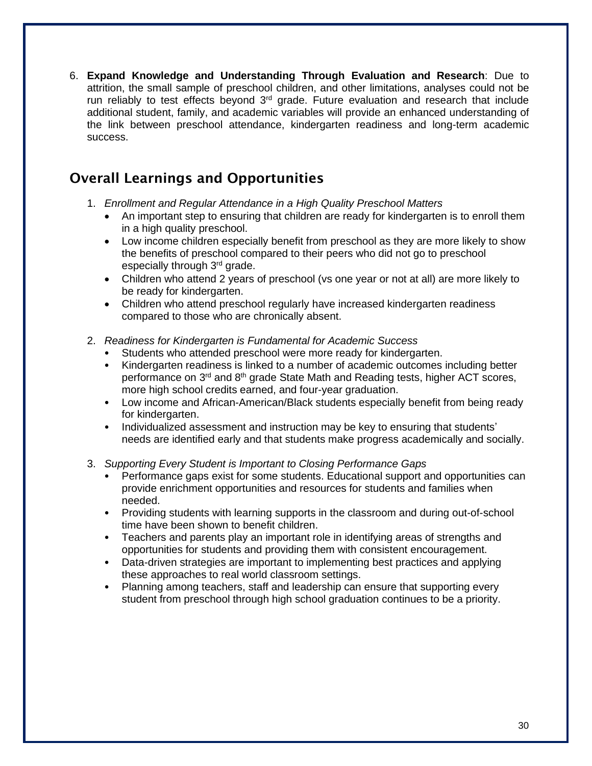6. **Expand Knowledge and Understanding Through Evaluation and Research**: Due to attrition, the small sample of preschool children, and other limitations, analyses could not be run reliably to test effects beyond 3rd grade. Future evaluation and research that include additional student, family, and academic variables will provide an enhanced understanding of the link between preschool attendance, kindergarten readiness and long-term academic success.

## Overall Learnings and Opportunities

1. *Enrollment and Regular Attendance in a High Quality Preschool Matters*
   - An important step to ensuring that children are ready for kindergarten is to enroll them in a high quality preschool.
   - Low income children especially benefit from preschool as they are more likely to show the benefits of preschool compared to their peers who did not go to preschool especially through 3rd grade.
   - Children who attend 2 years of preschool (vs one year or not at all) are more likely to be ready for kindergarten.
   - Children who attend preschool regularly have increased kindergarten readiness compared to those who are chronically absent.

2. *Readiness for Kindergarten is Fundamental for Academic Success*
   - Students who attended preschool were more ready for kindergarten.
   - Kindergarten readiness is linked to a number of academic outcomes including better performance on 3rd and 8th grade State Math and Reading tests, higher ACT scores, more high school credits earned, and four-year graduation.
   - Low income and African-American/Black students especially benefit from being ready for kindergarten.
   - Individualized assessment and instruction may be key to ensuring that students' needs are identified early and that students make progress academically and socially.

3. *Supporting Every Student is Important to Closing Performance Gaps*
   - Performance gaps exist for some students. Educational support and opportunities can provide enrichment opportunities and resources for students and families when needed.
   - Providing students with learning supports in the classroom and during out-of-school time have been shown to benefit children.
   - Teachers and parents play an important role in identifying areas of strengths and opportunities for students and providing them with consistent encouragement.
   - Data-driven strategies are important to implementing best practices and applying these approaches to real world classroom settings.
   - Planning among teachers, staff and leadership can ensure that supporting every student from preschool through high school graduation continues to be a priority.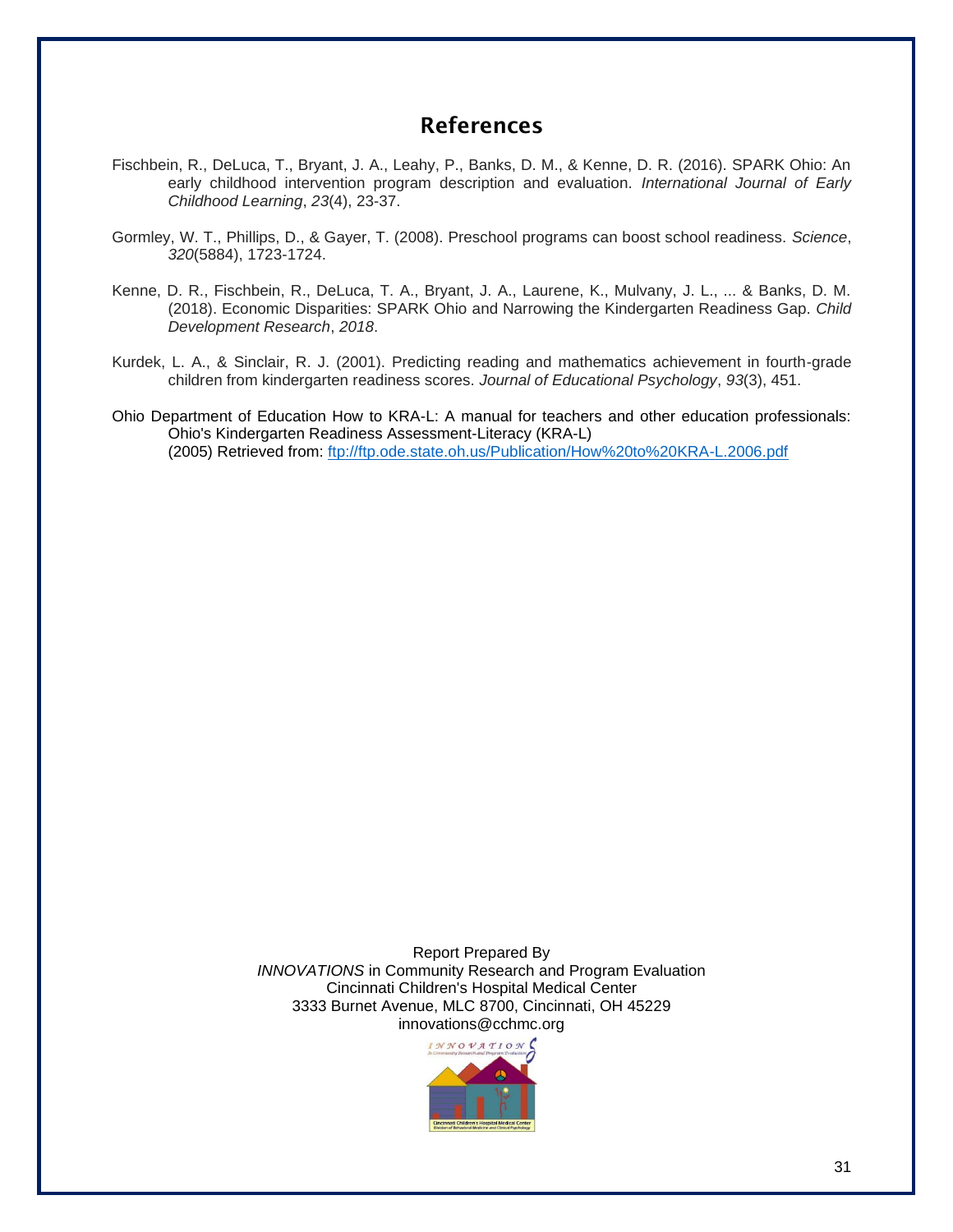## References

Fischbein, R., DeLuca, T., Bryant, J. A., Leahy, P., Banks, D. M., & Kenne, D. R. (2016). SPARK Ohio: An early childhood intervention program description and evaluation. *International Journal of Early Childhood Learning*, *23*(4), 23-37.

Gormley, W. T., Phillips, D., & Gayer, T. (2008). Preschool programs can boost school readiness. *Science*, *320*(5884), 1723-1724.

Kenne, D. R., Fischbein, R., DeLuca, T. A., Bryant, J. A., Laurene, K., Mulvany, J. L., ... & Banks, D. M. (2018). Economic Disparities: SPARK Ohio and Narrowing the Kindergarten Readiness Gap. *Child Development Research*, *2018*.

Kurdek, L. A., & Sinclair, R. J. (2001). Predicting reading and mathematics achievement in fourth-grade children from kindergarten readiness scores. *Journal of Educational Psychology*, *93*(3), 451.

Ohio Department of Education How to KRA-L: A manual for teachers and other education professionals: Ohio's Kindergarten Readiness Assessment-Literacy (KRA-L) (2005) Retrieved from: ftp://ftp.ode.state.oh.us/Publication/How%20to%20KRA-L.2006.pdf

Report Prepared By
*INNOVATIONS* in Community Research and Program Evaluation
Cincinnati Children's Hospital Medical Center
3333 Burnet Avenue, MLC 8700, Cincinnati, OH 45229
innovations@cchmc.org